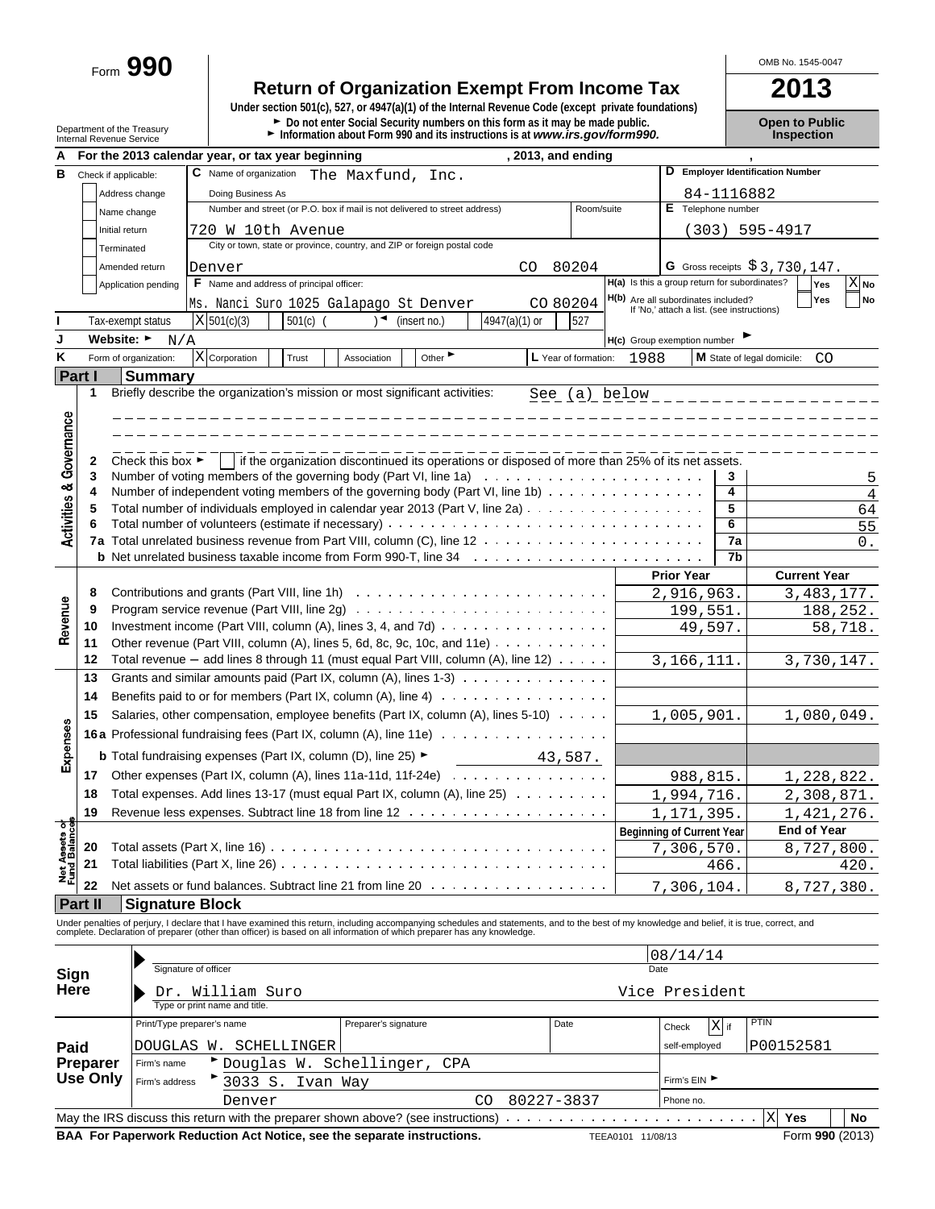Form **990**

# Return of Organization Exempt From Income Tax

**2013**

OMB No. 1545-0047

Under section 501(c), 527, or 4947(a)(1) of the Internal Revenue Code (except private foundations)

► Do not enter Social Security numbers on this form as it may be made public.

► Information about Form 990 and its instructions is at *www.irs.gov/form990.*

Department of the Treasury
Internal Revenue Service

**Open to Public Inspection**

**A** For the 2013 calendar year, or tax year beginning , 2013, and ending ,

**B** Check if applicable:
- Address change
- Name change
- Initial return
- Terminated
- Amended return
- Application pending

**C** Name of organization: The Maxfund, Inc.

Doing Business As

Number and street (or P.O. box if mail is not delivered to street address): 720 W 10th Avenue — Room/suite

City or town, state or province, country, and ZIP or foreign postal code: Denver CO 80204

**D** Employer Identification Number: 84-1116882

**E** Telephone number: (303) 595-4917

**G** Gross receipts $ 3,730,147.

**F** Name and address of principal officer: Ms. Nanci Suro 1025 Galapago St Denver CO 80204

**H(a)** Is this a group return for subordinates? Yes [ ] No [X]

**H(b)** Are all subordinates included? Yes [ ] No [ ]
If 'No,' attach a list. (see instructions)

**I** Tax-exempt status: [X] 501(c)(3) [ ] 501(c) ( ) ◄ (insert no.) [ ] 4947(a)(1) or [ ] 527

**J** Website: ► N/A

**H(c)** Group exemption number ►

**K** Form of organization: [X] Corporation [ ] Trust [ ] Association [ ] Other ►

**L** Year of formation: 1988

**M** State of legal domicile: CO

## Part I Summary

**Activities & Governance**

1 Briefly describe the organization's mission or most significant activities: See (a) below

2 Check this box ► [ ] if the organization discontinued its operations or disposed of more than 25% of its net assets.

| | | Line | |
|---|---|---|---|
| 3 | Number of voting members of the governing body (Part VI, line 1a) | 3 | 5 |
| 4 | Number of independent voting members of the governing body (Part VI, line 1b) | 4 | 4 |
| 5 | Total number of individuals employed in calendar year 2013 (Part V, line 2a) | 5 | 64 |
| 6 | Total number of volunteers (estimate if necessary) | 6 | 55 |
| 7a | Total unrelated business revenue from Part VIII, column (C), line 12 | 7a | 0. |
| b | Net unrelated business taxable income from Form 990-T, line 34 | 7b | |

| | | Prior Year | Current Year |
|---|---|---|---|
| **Revenue** | | | |
| 8 | Contributions and grants (Part VIII, line 1h) | 2,916,963. | 3,483,177. |
| 9 | Program service revenue (Part VIII, line 2g) | 199,551. | 188,252. |
| 10 | Investment income (Part VIII, column (A), lines 3, 4, and 7d) | 49,597. | 58,718. |
| 11 | Other revenue (Part VIII, column (A), lines 5, 6d, 8c, 9c, 10c, and 11e) | | |
| 12 | Total revenue – add lines 8 through 11 (must equal Part VIII, column (A), line 12) | 3,166,111. | 3,730,147. |
| **Expenses** | | | |
| 13 | Grants and similar amounts paid (Part IX, column (A), lines 1-3) | | |
| 14 | Benefits paid to or for members (Part IX, column (A), line 4) | | |
| 15 | Salaries, other compensation, employee benefits (Part IX, column (A), lines 5-10) | 1,005,901. | 1,080,049. |
| 16a | Professional fundraising fees (Part IX, column (A), line 11e) | | |
| b | Total fundraising expenses (Part IX, column (D), line 25) ► 43,587. | | |
| 17 | Other expenses (Part IX, column (A), lines 11a-11d, 11f-24e) | 988,815. | 1,228,822. |
| 18 | Total expenses. Add lines 13-17 (must equal Part IX, column (A), line 25) | 1,994,716. | 2,308,871. |
| 19 | Revenue less expenses. Subtract line 18 from line 12 | 1,171,395. | 1,421,276. |

| **Net Assets or Fund Balances** | | Beginning of Current Year | End of Year |
|---|---|---|---|
| 20 | Total assets (Part X, line 16) | 7,306,570. | 8,727,800. |
| 21 | Total liabilities (Part X, line 26) | 466. | 420. |
| 22 | Net assets or fund balances. Subtract line 21 from line 20 | 7,306,104. | 8,727,380. |

## Part II Signature Block

Under penalties of perjury, I declare that I have examined this return, including accompanying schedules and statements, and to the best of my knowledge and belief, it is true, correct, and complete. Declaration of preparer (other than officer) is based on all information of which preparer has any knowledge.

**Sign Here**

Signature of officer — Date: 08/14/14

Dr. William Suro — Vice President
Type or print name and title.

**Paid Preparer Use Only**

| Print/Type preparer's name | Preparer's signature | Date | Check [X] if self-employed | PTIN |
|---|---|---|---|---|
| DOUGLAS W. SCHELLINGER | | | | P00152581 |

Firm's name ► Douglas W. Schellinger, CPA

Firm's address ► 3033 S. Ivan Way, Denver CO 80227-3837

Firm's EIN ►

Phone no.

May the IRS discuss this return with the preparer shown above? (see instructions) [X] Yes [ ] No

**BAA For Paperwork Reduction Act Notice, see the separate instructions.** TEEA0101 11/08/13 Form **990** (2013)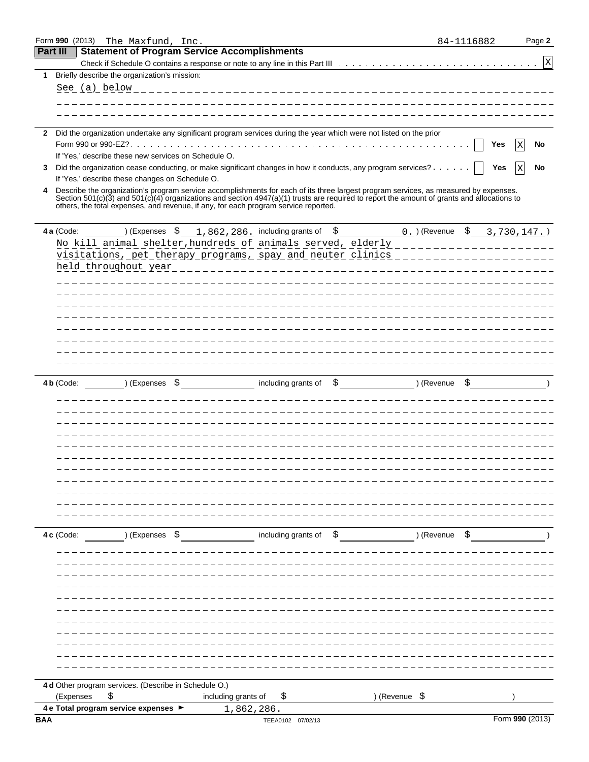Form **990** (2013) The Maxfund, Inc. 84-1116882 Page **2**

## Part III Statement of Program Service Accomplishments

Check if Schedule O contains a response or note to any line in this Part III . . . . . . [X]

**1** Briefly describe the organization's mission:

See (a) below

**2** Did the organization undertake any significant program services during the year which were not listed on the prior Form 990 or 990-EZ? . . . . . . [ ] Yes [X] No

If 'Yes,' describe these new services on Schedule O.

**3** Did the organization cease conducting, or make significant changes in how it conducts, any program services? . . . . . . [ ] Yes [X] No

If 'Yes,' describe these changes on Schedule O.

**4** Describe the organization's program service accomplishments for each of its three largest program services, as measured by expenses. Section 501(c)(3) and 501(c)(4) organizations and section 4947(a)(1) trusts are required to report the amount of grants and allocations to others, the total expenses, and revenue, if any, for each program service reported.

**4 a** (Code: ) (Expenses $ 1,862,286. including grants of $ 0. ) (Revenue $ 3,730,147. )

No kill animal shelter,hundreds of animals served, elderly visitations, pet therapy programs, spay and neuter clinics held throughout year

**4 b** (Code: ) (Expenses $ including grants of $ ) (Revenue $ )

**4 c** (Code: ) (Expenses $ including grants of $ ) (Revenue $ )

**4 d** Other program services. (Describe in Schedule O.)

(Expenses $ including grants of $ ) (Revenue $ )

**4 e Total program service expenses** ► 1,862,286.

BAA TEEA0102 07/02/13 Form **990** (2013)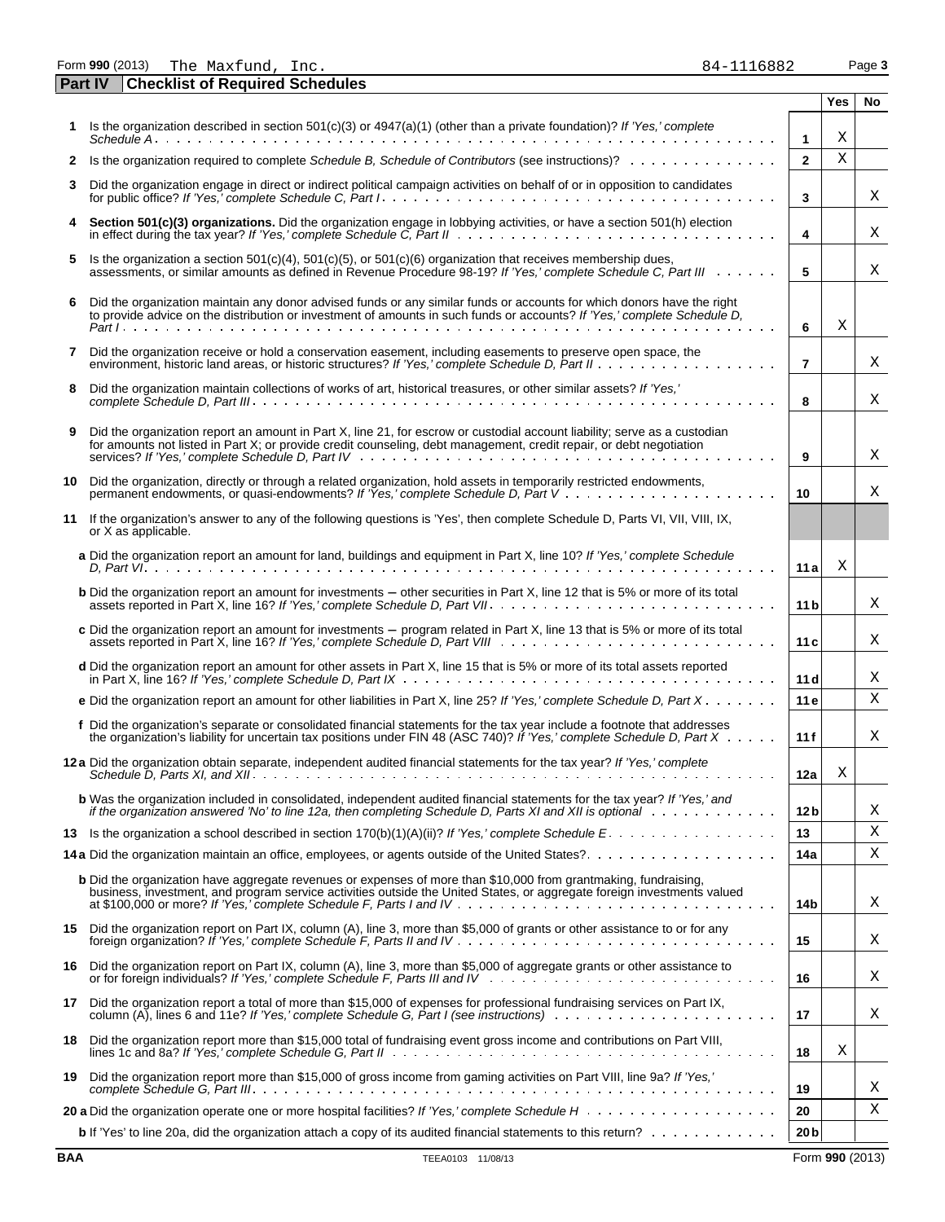Form **990** (2013) The Maxfund, Inc. 84-1116882

## Part IV Checklist of Required Schedules

| | | | Yes | No |
|---|---|---|---|---|
| **1** | Is the organization described in section 501(c)(3) or 4947(a)(1) (other than a private foundation)? *If 'Yes,' complete Schedule A* | **1** | X | |
| **2** | Is the organization required to complete *Schedule B, Schedule of Contributors* (see instructions)? | **2** | X | |
| **3** | Did the organization engage in direct or indirect political campaign activities on behalf of or in opposition to candidates for public office? *If 'Yes,' complete Schedule C, Part I* | **3** | | X |
| **4** | **Section 501(c)(3) organizations.** Did the organization engage in lobbying activities, or have a section 501(h) election in effect during the tax year? *If 'Yes,' complete Schedule C, Part II* | **4** | | X |
| **5** | Is the organization a section 501(c)(4), 501(c)(5), or 501(c)(6) organization that receives membership dues, assessments, or similar amounts as defined in Revenue Procedure 98-19? *If 'Yes,' complete Schedule C, Part III* | **5** | | X |
| **6** | Did the organization maintain any donor advised funds or any similar funds or accounts for which donors have the right to provide advice on the distribution or investment of amounts in such funds or accounts? *If 'Yes,' complete Schedule D, Part I* | **6** | X | |
| **7** | Did the organization receive or hold a conservation easement, including easements to preserve open space, the environment, historic land areas, or historic structures? *If 'Yes,' complete Schedule D, Part II* | **7** | | X |
| **8** | Did the organization maintain collections of works of art, historical treasures, or other similar assets? *If 'Yes,' complete Schedule D, Part III* | **8** | | X |
| **9** | Did the organization report an amount in Part X, line 21, for escrow or custodial account liability; serve as a custodian for amounts not listed in Part X; or provide credit counseling, debt management, credit repair, or debt negotiation services? *If 'Yes,' complete Schedule D, Part IV* | **9** | | X |
| **10** | Did the organization, directly or through a related organization, hold assets in temporarily restricted endowments, permanent endowments, or quasi-endowments? *If 'Yes,' complete Schedule D, Part V* | **10** | | X |
| **11** | If the organization's answer to any of the following questions is 'Yes', then complete Schedule D, Parts VI, VII, VIII, IX, or X as applicable. | | | |
| | **a** Did the organization report an amount for land, buildings and equipment in Part X, line 10? *If 'Yes,' complete Schedule D, Part VI* | **11a** | X | |
| | **b** Did the organization report an amount for investments – other securities in Part X, line 12 that is 5% or more of its total assets reported in Part X, line 16? *If 'Yes,' complete Schedule D, Part VII* | **11b** | | X |
| | **c** Did the organization report an amount for investments – program related in Part X, line 13 that is 5% or more of its total assets reported in Part X, line 16? *If 'Yes,' complete Schedule D, Part VIII* | **11c** | | X |
| | **d** Did the organization report an amount for other assets in Part X, line 15 that is 5% or more of its total assets reported in Part X, line 16? *If 'Yes,' complete Schedule D, Part IX* | **11d** | | X |
| | **e** Did the organization report an amount for other liabilities in Part X, line 25? *If 'Yes,' complete Schedule D, Part X* | **11e** | | X |
| | **f** Did the organization's separate or consolidated financial statements for the tax year include a footnote that addresses the organization's liability for uncertain tax positions under FIN 48 (ASC 740)? *If 'Yes,' complete Schedule D, Part X* | **11f** | | X |
| **12a** | Did the organization obtain separate, independent audited financial statements for the tax year? *If 'Yes,' complete Schedule D, Parts XI, and XII* | **12a** | X | |
| | **b** Was the organization included in consolidated, independent audited financial statements for the tax year? *If 'Yes,' and if the organization answered 'No' to line 12a, then completing Schedule D, Parts XI and XII is optional* | **12b** | | X |
| **13** | Is the organization a school described in section 170(b)(1)(A)(ii)? *If 'Yes,' complete Schedule E* | **13** | | X |
| **14a** | Did the organization maintain an office, employees, or agents outside of the United States? | **14a** | | X |
| | **b** Did the organization have aggregate revenues or expenses of more than $10,000 from grantmaking, fundraising, business, investment, and program service activities outside the United States, or aggregate foreign investments valued at $100,000 or more? *If 'Yes,' complete Schedule F, Parts I and IV* | **14b** | | X |
| **15** | Did the organization report on Part IX, column (A), line 3, more than $5,000 of grants or other assistance to or for any foreign organization? *If 'Yes,' complete Schedule F, Parts II and IV* | **15** | | X |
| **16** | Did the organization report on Part IX, column (A), line 3, more than $5,000 of aggregate grants or other assistance to or for foreign individuals? *If 'Yes,' complete Schedule F, Parts III and IV* | **16** | | X |
| **17** | Did the organization report a total of more than $15,000 of expenses for professional fundraising services on Part IX, column (A), lines 6 and 11e? *If 'Yes,' complete Schedule G, Part I (see instructions)* | **17** | | X |
| **18** | Did the organization report more than $15,000 total of fundraising event gross income and contributions on Part VIII, lines 1c and 8a? *If 'Yes,' complete Schedule G, Part II* | **18** | X | |
| **19** | Did the organization report more than $15,000 of gross income from gaming activities on Part VIII, line 9a? *If 'Yes,' complete Schedule G, Part III* | **19** | | X |
| **20a** | Did the organization operate one or more hospital facilities? *If 'Yes,' complete Schedule H* | **20** | | X |
| | **b** If 'Yes' to line 20a, did the organization attach a copy of its audited financial statements to this return? | **20b** | | |

BAA TEEA0103 11/08/13 Form **990** (2013)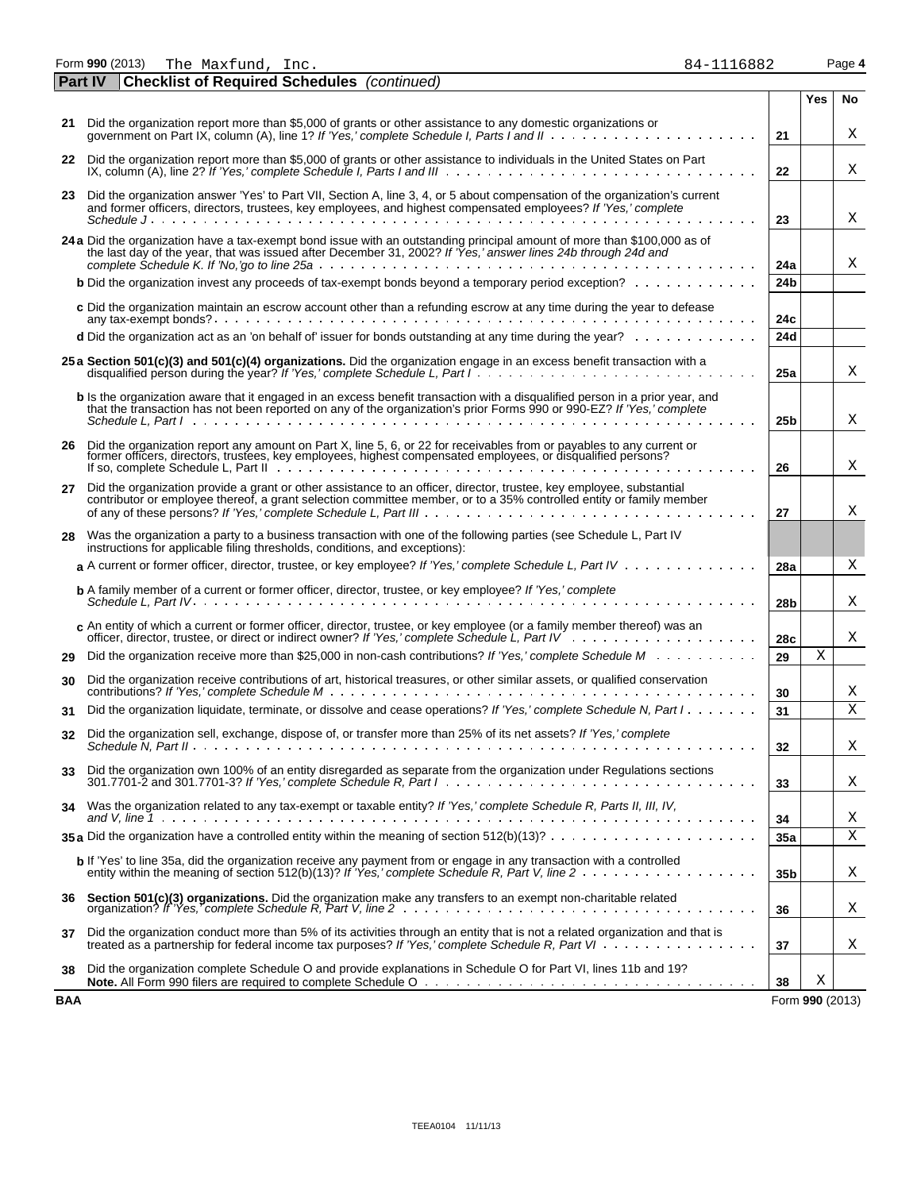Form **990** (2013) The Maxfund, Inc. 84-1116882

## Part IV Checklist of Required Schedules *(continued)*

| | | | Yes | No |
|---|---|---|---|---|
| 21 | Did the organization report more than $5,000 of grants or other assistance to any domestic organizations or government on Part IX, column (A), line 1? *If 'Yes,' complete Schedule I, Parts I and II* | 21 | | X |
| 22 | Did the organization report more than $5,000 of grants or other assistance to individuals in the United States on Part IX, column (A), line 2? *If 'Yes,' complete Schedule I, Parts I and III* | 22 | | X |
| 23 | Did the organization answer 'Yes' to Part VII, Section A, line 3, 4, or 5 about compensation of the organization's current and former officers, directors, trustees, key employees, and highest compensated employees? *If 'Yes,' complete Schedule J* | 23 | | X |
| 24 a | Did the organization have a tax-exempt bond issue with an outstanding principal amount of more than $100,000 as of the last day of the year, that was issued after December 31, 2002? *If 'Yes,' answer lines 24b through 24d and complete Schedule K. If 'No,'go to line 25a* | 24a | | X |
| b | Did the organization invest any proceeds of tax-exempt bonds beyond a temporary period exception? | 24b | | |
| c | Did the organization maintain an escrow account other than a refunding escrow at any time during the year to defease any tax-exempt bonds? | 24c | | |
| d | Did the organization act as an 'on behalf of' issuer for bonds outstanding at any time during the year? | 24d | | |
| 25 a | **Section 501(c)(3) and 501(c)(4) organizations.** Did the organization engage in an excess benefit transaction with a disqualified person during the year? *If 'Yes,' complete Schedule L, Part I* | 25a | | X |
| b | Is the organization aware that it engaged in an excess benefit transaction with a disqualified person in a prior year, and that the transaction has not been reported on any of the organization's prior Forms 990 or 990-EZ? *If 'Yes,' complete Schedule L, Part I* | 25b | | X |
| 26 | Did the organization report any amount on Part X, line 5, 6, or 22 for receivables from or payables to any current or former officers, directors, trustees, key employees, highest compensated employees, or disqualified persons? If so, complete Schedule L, Part II | 26 | | X |
| 27 | Did the organization provide a grant or other assistance to an officer, director, trustee, key employee, substantial contributor or employee thereof, a grant selection committee member, or to a 35% controlled entity or family member of any of these persons? *If 'Yes,' complete Schedule L, Part III* | 27 | | X |
| 28 | Was the organization a party to a business transaction with one of the following parties (see Schedule L, Part IV instructions for applicable filing thresholds, conditions, and exceptions): | | | |
| a | A current or former officer, director, trustee, or key employee? *If 'Yes,' complete Schedule L, Part IV* | 28a | | X |
| b | A family member of a current or former officer, director, trustee, or key employee? *If 'Yes,' complete Schedule L, Part IV* | 28b | | X |
| c | An entity of which a current or former officer, director, trustee, or key employee (or a family member thereof) was an officer, director, trustee, or direct or indirect owner? *If 'Yes,' complete Schedule L, Part IV* | 28c | | X |
| 29 | Did the organization receive more than $25,000 in non-cash contributions? *If 'Yes,' complete Schedule M* | 29 | X | |
| 30 | Did the organization receive contributions of art, historical treasures, or other similar assets, or qualified conservation contributions? *If 'Yes,' complete Schedule M* | 30 | | X |
| 31 | Did the organization liquidate, terminate, or dissolve and cease operations? *If 'Yes,' complete Schedule N, Part I* | 31 | | X |
| 32 | Did the organization sell, exchange, dispose of, or transfer more than 25% of its net assets? *If 'Yes,' complete Schedule N, Part II* | 32 | | X |
| 33 | Did the organization own 100% of an entity disregarded as separate from the organization under Regulations sections 301.7701-2 and 301.7701-3? *If 'Yes,' complete Schedule R, Part I* | 33 | | X |
| 34 | Was the organization related to any tax-exempt or taxable entity? *If 'Yes,' complete Schedule R, Parts II, III, IV, and V, line 1* | 34 | | X |
| 35 a | Did the organization have a controlled entity within the meaning of section 512(b)(13)? | 35a | | X |
| b | If 'Yes' to line 35a, did the organization receive any payment from or engage in any transaction with a controlled entity within the meaning of section 512(b)(13)? *If 'Yes,' complete Schedule R, Part V, line 2* | 35b | | X |
| 36 | **Section 501(c)(3) organizations.** Did the organization make any transfers to an exempt non-charitable related organization? *If 'Yes,' complete Schedule R, Part V, line 2* | 36 | | X |
| 37 | Did the organization conduct more than 5% of its activities through an entity that is not a related organization and that is treated as a partnership for federal income tax purposes? *If 'Yes,' complete Schedule R, Part VI* | 37 | | X |
| 38 | Did the organization complete Schedule O and provide explanations in Schedule O for Part VI, lines 11b and 19? **Note.** All Form 990 filers are required to complete Schedule O | 38 | X | |

BAA Form **990** (2013)

TEEA0104 11/11/13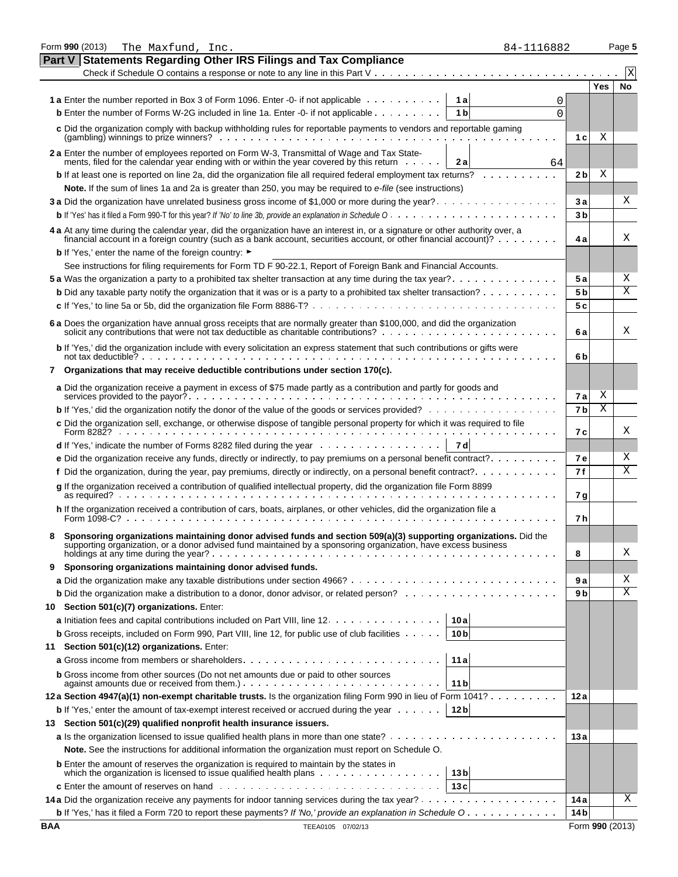Form 990 (2013) The Maxfund, Inc. 84-1116882 Page 5

## Part V Statements Regarding Other IRS Filings and Tax Compliance

Check if Schedule O contains a response or note to any line in this Part V . . . . . . . . . . . . . . . . . . . . [X]

| | | | | Yes | No |
|---|---|---|---|---|---|
| **1a** Enter the number reported in Box 3 of Form 1096. Enter -0- if not applicable | 1a | 0 | | | |
| **b** Enter the number of Forms W-2G included in line 1a. Enter -0- if not applicable | 1b | 0 | | | |
| **c** Did the organization comply with backup withholding rules for reportable payments to vendors and reportable gaming (gambling) winnings to prize winners? | | | 1c | X | |
| **2a** Enter the number of employees reported on Form W-3, Transmittal of Wage and Tax Statements, filed for the calendar year ending with or within the year covered by this return | 2a | 64 | | | |
| **b** If at least one is reported on line 2a, did the organization file all required federal employment tax returns? | | | 2b | X | |
| **Note.** If the sum of lines 1a and 2a is greater than 250, you may be required to *e-file* (see instructions) | | | | | |
| **3a** Did the organization have unrelated business gross income of $1,000 or more during the year? | | | 3a | | X |
| **b** If 'Yes' has it filed a Form 990-T for this year? *If 'No' to line 3b, provide an explanation in Schedule O* | | | 3b | | |
| **4a** At any time during the calendar year, did the organization have an interest in, or a signature or other authority over, a financial account in a foreign country (such as a bank account, securities account, or other financial account)? | | | 4a | | X |
| **b** If 'Yes,' enter the name of the foreign country: ► | | | | | |
| See instructions for filing requirements for Form TD F 90-22.1, Report of Foreign Bank and Financial Accounts. | | | | | |
| **5a** Was the organization a party to a prohibited tax shelter transaction at any time during the tax year? | | | 5a | | X |
| **b** Did any taxable party notify the organization that it was or is a party to a prohibited tax shelter transaction? | | | 5b | | X |
| **c** If 'Yes,' to line 5a or 5b, did the organization file Form 8886-T? | | | 5c | | |
| **6a** Does the organization have annual gross receipts that are normally greater than $100,000, and did the organization solicit any contributions that were not tax deductible as charitable contributions? | | | 6a | | X |
| **b** If 'Yes,' did the organization include with every solicitation an express statement that such contributions or gifts were not tax deductible? | | | 6b | | |
| **7 Organizations that may receive deductible contributions under section 170(c).** | | | | | |
| **a** Did the organization receive a payment in excess of $75 made partly as a contribution and partly for goods and services provided to the payor? | | | 7a | X | |
| **b** If 'Yes,' did the organization notify the donor of the value of the goods or services provided? | | | 7b | X | |
| **c** Did the organization sell, exchange, or otherwise dispose of tangible personal property for which it was required to file Form 8282? | | | 7c | | X |
| **d** If 'Yes,' indicate the number of Forms 8282 filed during the year | 7d | | | | |
| **e** Did the organization receive any funds, directly or indirectly, to pay premiums on a personal benefit contract? | | | 7e | | X |
| **f** Did the organization, during the year, pay premiums, directly or indirectly, on a personal benefit contract? | | | 7f | | X |
| **g** If the organization received a contribution of qualified intellectual property, did the organization file Form 8899 as required? | | | 7g | | |
| **h** If the organization received a contribution of cars, boats, airplanes, or other vehicles, did the organization file a Form 1098-C? | | | 7h | | |
| **8 Sponsoring organizations maintaining donor advised funds and section 509(a)(3) supporting organizations.** Did the supporting organization, or a donor advised fund maintained by a sponsoring organization, have excess business holdings at any time during the year? | | | 8 | | X |
| **9 Sponsoring organizations maintaining donor advised funds.** | | | | | |
| **a** Did the organization make any taxable distributions under section 4966? | | | 9a | | X |
| **b** Did the organization make a distribution to a donor, donor advisor, or related person? | | | 9b | | X |
| **10 Section 501(c)(7) organizations.** Enter: | | | | | |
| **a** Initiation fees and capital contributions included on Part VIII, line 12 | 10a | | | | |
| **b** Gross receipts, included on Form 990, Part VIII, line 12, for public use of club facilities | 10b | | | | |
| **11 Section 501(c)(12) organizations.** Enter: | | | | | |
| **a** Gross income from members or shareholders | 11a | | | | |
| **b** Gross income from other sources (Do not net amounts due or paid to other sources against amounts due or received from them.) | 11b | | | | |
| **12a Section 4947(a)(1) non-exempt charitable trusts.** Is the organization filing Form 990 in lieu of Form 1041? | | | 12a | | |
| **b** If 'Yes,' enter the amount of tax-exempt interest received or accrued during the year | 12b | | | | |
| **13 Section 501(c)(29) qualified nonprofit health insurance issuers.** | | | | | |
| **a** Is the organization licensed to issue qualified health plans in more than one state? | | | 13a | | |
| **Note.** See the instructions for additional information the organization must report on Schedule O. | | | | | |
| **b** Enter the amount of reserves the organization is required to maintain by the states in which the organization is licensed to issue qualified health plans | 13b | | | | |
| **c** Enter the amount of reserves on hand | 13c | | | | |
| **14a** Did the organization receive any payments for indoor tanning services during the tax year? | | | 14a | | X |
| **b** If 'Yes,' has it filed a Form 720 to report these payments? *If 'No,' provide an explanation in Schedule O* | | | 14b | | |

BAA TEEA0105 07/02/13 Form **990** (2013)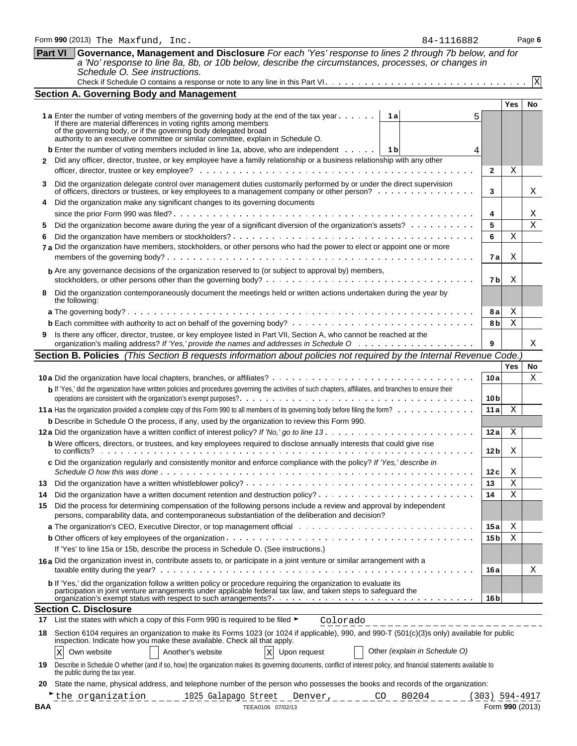Form **990** (2013) The Maxfund, Inc. 84-1116882 Page **6**

## Part VI Governance, Management and Disclosure

*For each 'Yes' response to lines 2 through 7b below, and for a 'No' response to line 8a, 8b, or 10b below, describe the circumstances, processes, or changes in Schedule O. See instructions.*

Check if Schedule O contains a response or note to any line in this Part VI. . . . . . X

### Section A. Governing Body and Management

| | | | Yes | No |
|---|---|---|---|---|
| **1 a** Enter the number of voting members of the governing body at the end of the tax year. If there are material differences in voting rights among members of the governing body, or if the governing body delegated broad authority to an executive committee or similar committee, explain in Schedule O. | 1a: 5 | | | |
| **b** Enter the number of voting members included in line 1a, above, who are independent | 1b: 4 | | | |
| **2** Did any officer, director, trustee, or key employee have a family relationship or a business relationship with any other officer, director, trustee or key employee? | | 2 | X | |
| **3** Did the organization delegate control over management duties customarily performed by or under the direct supervision of officers, directors or trustees, or key employees to a management company or other person? | | 3 | | X |
| **4** Did the organization make any significant changes to its governing documents since the prior Form 990 was filed? | | 4 | | X |
| **5** Did the organization become aware during the year of a significant diversion of the organization's assets? | | 5 | | X |
| **6** Did the organization have members or stockholders? | | 6 | X | |
| **7 a** Did the organization have members, stockholders, or other persons who had the power to elect or appoint one or more members of the governing body? | | 7a | X | |
| **b** Are any governance decisions of the organization reserved to (or subject to approval by) members, stockholders, or other persons other than the governing body? | | 7b | X | |
| **8** Did the organization contemporaneously document the meetings held or written actions undertaken during the year by the following: | | | | |
| **a** The governing body? | | 8a | X | |
| **b** Each committee with authority to act on behalf of the governing body? | | 8b | X | |
| **9** Is there any officer, director, trustee, or key employee listed in Part VII, Section A, who cannot be reached at the organization's mailing address? *If 'Yes,' provide the names and addresses in Schedule O* | | 9 | | X |

### Section B. Policies *(This Section B requests information about policies not required by the Internal Revenue Code.)*

| | | Yes | No |
|---|---|---|---|
| **10 a** Did the organization have local chapters, branches, or affiliates? | 10a | | X |
| **b** If 'Yes,' did the organization have written policies and procedures governing the activities of such chapters, affiliates, and branches to ensure their operations are consistent with the organization's exempt purposes? | 10b | | |
| **11 a** Has the organization provided a complete copy of this Form 990 to all members of its governing body before filing the form? | 11a | X | |
| **b** Describe in Schedule O the process, if any, used by the organization to review this Form 990. | | | |
| **12 a** Did the organization have a written conflict of interest policy? *If 'No,' go to line 13* | 12a | X | |
| **b** Were officers, directors, or trustees, and key employees required to disclose annually interests that could give rise to conflicts? | 12b | X | |
| **c** Did the organization regularly and consistently monitor and enforce compliance with the policy? *If 'Yes,' describe in Schedule O how this was done* | 12c | X | |
| **13** Did the organization have a written whistleblower policy? | 13 | X | |
| **14** Did the organization have a written document retention and destruction policy? | 14 | X | |
| **15** Did the process for determining compensation of the following persons include a review and approval by independent persons, comparability data, and contemporaneous substantiation of the deliberation and decision? | | | |
| **a** The organization's CEO, Executive Director, or top management official | 15a | X | |
| **b** Other officers of key employees of the organization | 15b | X | |
| If 'Yes' to line 15a or 15b, describe the process in Schedule O. (See instructions.) | | | |
| **16 a** Did the organization invest in, contribute assets to, or participate in a joint venture or similar arrangement with a taxable entity during the year? | 16a | | X |
| **b** If 'Yes,' did the organization follow a written policy or procedure requiring the organization to evaluate its participation in joint venture arrangements under applicable federal tax law, and taken steps to safeguard the organization's exempt status with respect to such arrangements? | 16b | | |

### Section C. Disclosure

**17** List the states with which a copy of this Form 990 is required to be filed ► Colorado

**18** Section 6104 requires an organization to make its Forms 1023 (or 1024 if applicable), 990, and 990-T (501(c)(3)s only) available for public inspection. Indicate how you make these available. Check all that apply.

[X] Own website [ ] Another's website [X] Upon request [ ] Other *(explain in Schedule O)*

**19** Describe in Schedule O whether (and if so, how) the organization makes its governing documents, conflict of interest policy, and financial statements available to the public during the tax year.

**20** State the name, physical address, and telephone number of the person who possesses the books and records of the organization:

► the organization 1025 Galapago Street Denver, CO 80204 (303) 594-4917

BAA TEEA0106 07/02/13 Form **990** (2013)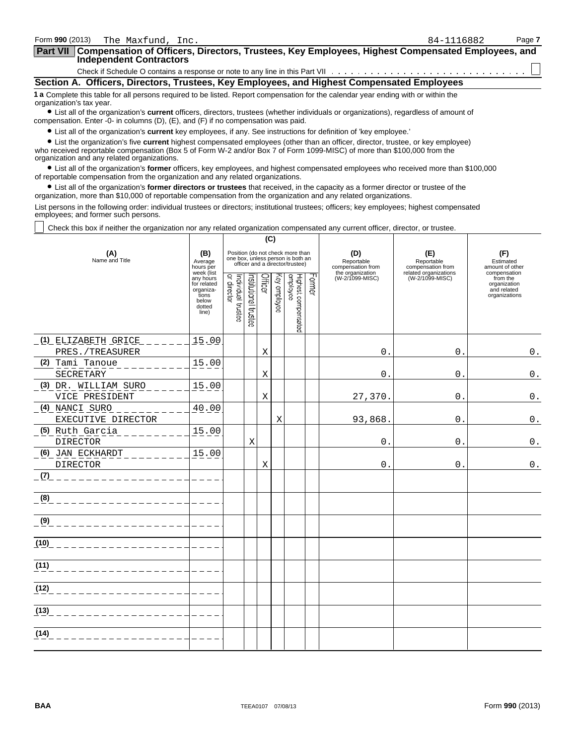Form **990** (2013) The Maxfund, Inc. 84-1116882

## Part VII Compensation of Officers, Directors, Trustees, Key Employees, Highest Compensated Employees, and Independent Contractors

Check if Schedule O contains a response or note to any line in this Part VII ☐

### Section A. Officers, Directors, Trustees, Key Employees, and Highest Compensated Employees

**1 a** Complete this table for all persons required to be listed. Report compensation for the calendar year ending with or within the organization's tax year.

- List all of the organization's **current** officers, directors, trustees (whether individuals or organizations), regardless of amount of compensation. Enter -0- in columns (D), (E), and (F) if no compensation was paid.
- List all of the organization's **current** key employees, if any. See instructions for definition of 'key employee.'
- List the organization's five **current** highest compensated employees (other than an officer, director, trustee, or key employee) who received reportable compensation (Box 5 of Form W-2 and/or Box 7 of Form 1099-MISC) of more than $100,000 from the organization and any related organizations.
- List all of the organization's **former** officers, key employees, and highest compensated employees who received more than $100,000 of reportable compensation from the organization and any related organizations.
- List all of the organization's **former directors or trustees** that received, in the capacity as a former director or trustee of the organization, more than $10,000 of reportable compensation from the organization and any related organizations.

List persons in the following order: individual trustees or directors; institutional trustees; officers; key employees; highest compensated employees; and former such persons.

☐ Check this box if neither the organization nor any related organization compensated any current officer, director, or trustee.

| (A) Name and Title | (B) Average hours per week (list any hours for related organizations below dotted line) | (C) Position (do not check more than one box, unless person is both an officer and a director/trustee) | | | | | | (D) Reportable compensation from the organization (W-2/1099-MISC) | (E) Reportable compensation from related organizations (W-2/1099-MISC) | (F) Estimated amount of other compensation from the organization and related organizations |
|---|---|---|---|---|---|---|---|---|---|---|
| | | Individual trustee or director | Institutional trustee | Officer | Key employee | Highest compensated employee | Former | | | |
| (1) ELIZABETH GRICE<br>PRES./TREASURER | 15.00 | | | X | | | | 0. | 0. | 0. |
| (2) Tami Tanoue<br>SECRETARY | 15.00 | | | X | | | | 0. | 0. | 0. |
| (3) DR. WILLIAM SURO<br>VICE PRESIDENT | 15.00 | | | X | | | | 27,370. | 0. | 0. |
| (4) NANCI SURO<br>EXECUTIVE DIRECTOR | 40.00 | | | | X | | | 93,868. | 0. | 0. |
| (5) Ruth Garcia<br>DIRECTOR | 15.00 | | X | | | | | 0. | 0. | 0. |
| (6) JAN ECKHARDT<br>DIRECTOR | 15.00 | | | X | | | | 0. | 0. | 0. |
| (7) | | | | | | | | | | |
| (8) | | | | | | | | | | |
| (9) | | | | | | | | | | |
| (10) | | | | | | | | | | |
| (11) | | | | | | | | | | |
| (12) | | | | | | | | | | |
| (13) | | | | | | | | | | |
| (14) | | | | | | | | | | |

BAA TEEA0107 07/08/13 Form **990** (2013)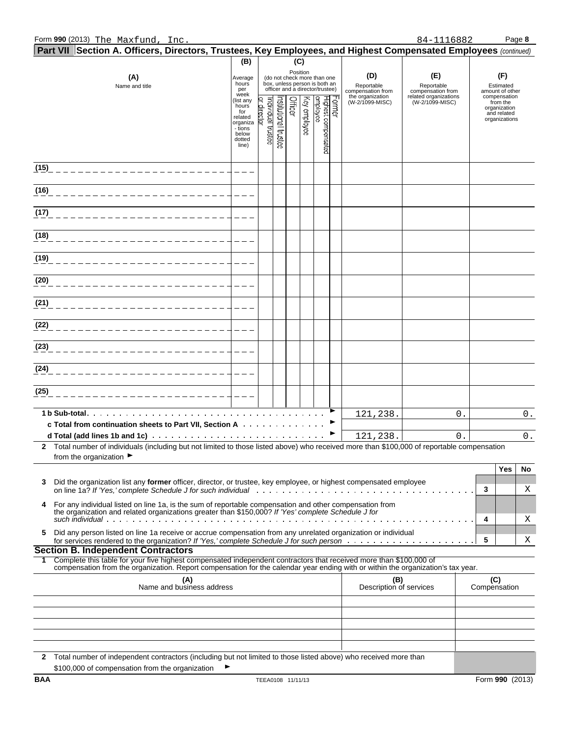Form 990 (2013) The Maxfund, Inc. 84-1116882 Page 8

## Part VII Section A. Officers, Directors, Trustees, Key Employees, and Highest Compensated Employees *(continued)*

| (A) Name and title | (B) Average hours per week (list any hours for related organizations below dotted line) | (C) Position: Individual trustee or director | Institutional trustee | Officer | Key employee | Highest compensated employee | Former | (D) Reportable compensation from the organization (W-2/1099-MISC) | (E) Reportable compensation from related organizations (W-2/1099-MISC) | (F) Estimated amount of other compensation from the organization and related organizations |
|---|---|---|---|---|---|---|---|---|---|---|
| (15) | | | | | | | | | | |
| (16) | | | | | | | | | | |
| (17) | | | | | | | | | | |
| (18) | | | | | | | | | | |
| (19) | | | | | | | | | | |
| (20) | | | | | | | | | | |
| (21) | | | | | | | | | | |
| (22) | | | | | | | | | | |
| (23) | | | | | | | | | | |
| (24) | | | | | | | | | | |
| (25) | | | | | | | | | | |
| **1 b Sub-total** | | | | | | | | 121,238. | 0. | 0. |
| **c Total from continuation sheets to Part VII, Section A** | | | | | | | | | | |
| **d Total (add lines 1b and 1c)** | | | | | | | | 121,238. | 0. | 0. |

**2** Total number of individuals (including but not limited to those listed above) who received more than $100,000 of reportable compensation from the organization ►

| | | | Yes | No |
|---|---|---|---|---|
| **3** | Did the organization list any **former** officer, director, or trustee, key employee, or highest compensated employee on line 1a? *If 'Yes,' complete Schedule J for such individual* | 3 | | X |
| **4** | For any individual listed on line 1a, is the sum of reportable compensation and other compensation from the organization and related organizations greater than $150,000? *If 'Yes' complete Schedule J for such individual* | 4 | | X |
| **5** | Did any person listed on line 1a receive or accrue compensation from any unrelated organization or individual for services rendered to the organization? *If 'Yes,' complete Schedule J for such person* | 5 | | X |

### Section B. Independent Contractors

**1** Complete this table for your five highest compensated independent contractors that received more than $100,000 of compensation from the organization. Report compensation for the calendar year ending with or within the organization's tax year.

| (A) Name and business address | (B) Description of services | (C) Compensation |
|---|---|---|
| | | |
| | | |
| | | |
| | | |
| | | |

**2** Total number of independent contractors (including but not limited to those listed above) who received more than $100,000 of compensation from the organization ►

BAA TEEA0108 11/11/13 Form **990** (2013)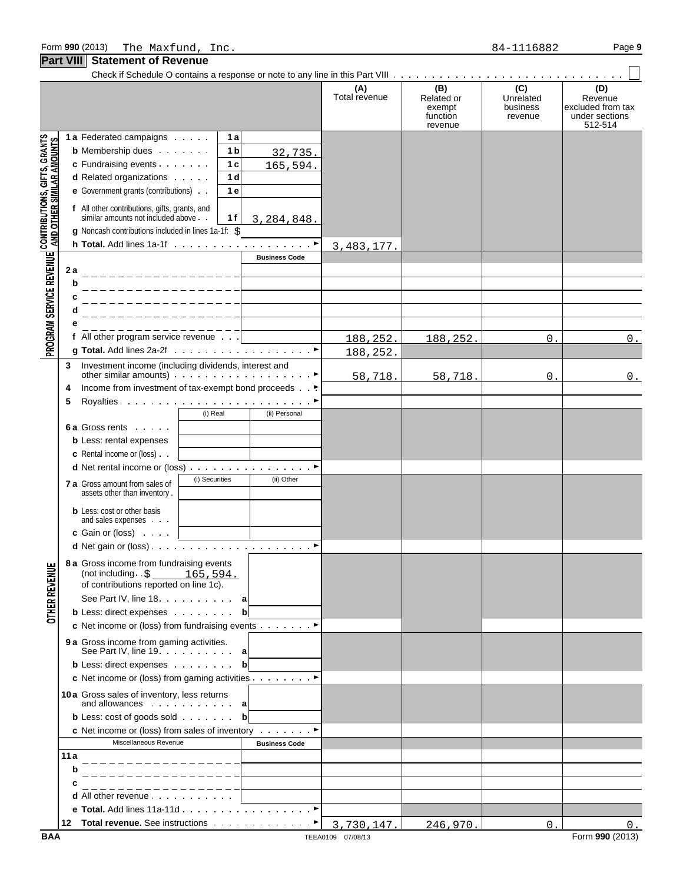Form 990 (2013) The Maxfund, Inc. 84-1116882 Page 9

## Part VIII Statement of Revenue

Check if Schedule O contains a response or note to any line in this Part VIII . . . . . . . . ☐

| | | | | (A) Total revenue | (B) Related or exempt function revenue | (C) Unrelated business revenue | (D) Revenue excluded from tax under sections 512-514 |
|---|---|---|---|---|---|---|---|
| **CONTRIBUTIONS, GIFTS, GRANTS AND OTHER SIMILAR AMOUNTS** | **1a** Federated campaigns | 1a | | | | | |
| | **b** Membership dues | 1b | 32,735. | | | | |
| | **c** Fundraising events | 1c | 165,594. | | | | |
| | **d** Related organizations | 1d | | | | | |
| | **e** Government grants (contributions) | 1e | | | | | |
| | **f** All other contributions, gifts, grants, and similar amounts not included above | 1f | 3,284,848. | | | | |
| | **g** Noncash contributions included in lines 1a-1f: $ | | | | | | |
| | **h Total.** Add lines 1a-1f | | ► | 3,483,177. | | | |
| **PROGRAM SERVICE REVENUE** | | | Business Code | | | | |
| | **2a** | | | | | | |
| | **b** | | | | | | |
| | **c** | | | | | | |
| | **d** | | | | | | |
| | **e** | | | | | | |
| | **f** All other program service revenue | | | 188,252. | 188,252. | 0. | 0. |
| | **g Total.** Add lines 2a-2f | | ► | 188,252. | | | |
| | **3** Investment income (including dividends, interest and other similar amounts) | | ► | 58,718. | 58,718. | 0. | 0. |
| | **4** Income from investment of tax-exempt bond proceeds | | ► | | | | |
| | **5** Royalties | | ► | | | | |
| | | (i) Real | (ii) Personal | | | | |
| | **6a** Gross rents | | | | | | |
| | **b** Less: rental expenses | | | | | | |
| | **c** Rental income or (loss) | | | | | | |
| | **d** Net rental income or (loss) | | ► | | | | |
| | | (i) Securities | (ii) Other | | | | |
| | **7a** Gross amount from sales of assets other than inventory | | | | | | |
| | **b** Less: cost or other basis and sales expenses | | | | | | |
| | **c** Gain or (loss) | | | | | | |
| | **d** Net gain or (loss) | | ► | | | | |
| **OTHER REVENUE** | **8a** Gross income from fundraising events (not including $ 165,594. of contributions reported on line 1c). See Part IV, line 18 | a | | | | | |
| | **b** Less: direct expenses | b | | | | | |
| | **c** Net income or (loss) from fundraising events | | ► | | | | |
| | **9a** Gross income from gaming activities. See Part IV, line 19 | a | | | | | |
| | **b** Less: direct expenses | b | | | | | |
| | **c** Net income or (loss) from gaming activities | | ► | | | | |
| | **10a** Gross sales of inventory, less returns and allowances | a | | | | | |
| | **b** Less: cost of goods sold | b | | | | | |
| | **c** Net income or (loss) from sales of inventory | | ► | | | | |
| | Miscellaneous Revenue | | Business Code | | | | |
| | **11a** | | | | | | |
| | **b** | | | | | | |
| | **c** | | | | | | |
| | **d** All other revenue | | | | | | |
| | **e Total.** Add lines 11a-11d | | ► | | | | |
| | **12 Total revenue.** See instructions | | ► | 3,730,147. | 246,970. | 0. | 0. |

BAA TEEA0109 07/08/13 Form **990** (2013)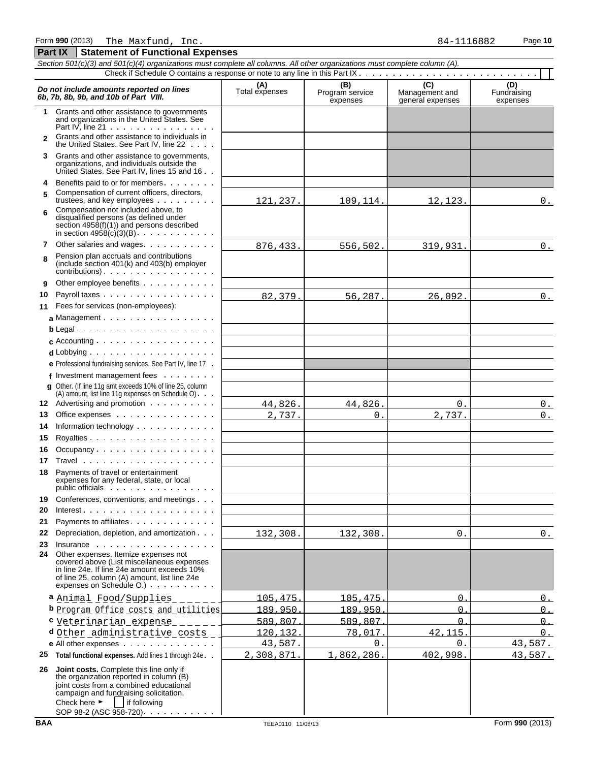Form **990** (2013) The Maxfund, Inc. 84-1116882

## Part IX Statement of Functional Expenses

*Section 501(c)(3) and 501(c)(4) organizations must complete all columns. All other organizations must complete column (A).*

Check if Schedule O contains a response or note to any line in this Part IX . . . ☐

| *Do not include amounts reported on lines 6b, 7b, 8b, 9b, and 10b of Part VIII.* | (A) Total expenses | (B) Program service expenses | (C) Management and general expenses | (D) Fundraising expenses |
|---|---|---|---|---|
| 1 Grants and other assistance to governments and organizations in the United States. See Part IV, line 21 | | | | |
| 2 Grants and other assistance to individuals in the United States. See Part IV, line 22 | | | | |
| 3 Grants and other assistance to governments, organizations, and individuals outside the United States. See Part IV, lines 15 and 16 | | | | |
| 4 Benefits paid to or for members | | | | |
| 5 Compensation of current officers, directors, trustees, and key employees | 121,237. | 109,114. | 12,123. | 0. |
| 6 Compensation not included above, to disqualified persons (as defined under section 4958(f)(1)) and persons described in section 4958(c)(3)(B) | | | | |
| 7 Other salaries and wages | 876,433. | 556,502. | 319,931. | 0. |
| 8 Pension plan accruals and contributions (include section 401(k) and 403(b) employer contributions) | | | | |
| 9 Other employee benefits | | | | |
| 10 Payroll taxes | 82,379. | 56,287. | 26,092. | 0. |
| 11 Fees for services (non-employees): | | | | |
| a Management | | | | |
| b Legal | | | | |
| c Accounting | | | | |
| d Lobbying | | | | |
| e Professional fundraising services. See Part IV, line 17 | | | | |
| f Investment management fees | | | | |
| g Other. (If line 11g amt exceeds 10% of line 25, column (A) amount, list line 11g expenses on Schedule O) | | | | |
| 12 Advertising and promotion | 44,826. | 44,826. | 0. | 0. |
| 13 Office expenses | 2,737. | 0. | 2,737. | 0. |
| 14 Information technology | | | | |
| 15 Royalties | | | | |
| 16 Occupancy | | | | |
| 17 Travel | | | | |
| 18 Payments of travel or entertainment expenses for any federal, state, or local public officials | | | | |
| 19 Conferences, conventions, and meetings | | | | |
| 20 Interest | | | | |
| 21 Payments to affiliates | | | | |
| 22 Depreciation, depletion, and amortization | 132,308. | 132,308. | 0. | 0. |
| 23 Insurance | | | | |
| 24 Other expenses. Itemize expenses not covered above (List miscellaneous expenses in line 24e. If line 24e amount exceeds 10% of line 25, column (A) amount, list line 24e expenses on Schedule O.) | | | | |
| a Animal Food/Supplies | 105,475. | 105,475. | 0. | 0. |
| b Program Office costs and utilities | 189,950. | 189,950. | 0. | 0. |
| c Veterinarian expense | 589,807. | 589,807. | 0. | 0. |
| d Other administrative costs | 120,132. | 78,017. | 42,115. | 0. |
| e All other expenses | 43,587. | 0. | 0. | 43,587. |
| 25 **Total functional expenses.** Add lines 1 through 24e | 2,308,871. | 1,862,286. | 402,998. | 43,587. |
| 26 **Joint costs.** Complete this line only if the organization reported in column (B) joint costs from a combined educational campaign and fundraising solicitation. Check here ► ☐ if following SOP 98-2 (ASC 958-720) | | | | |

BAA TEEA0110 11/08/13 Form **990** (2013)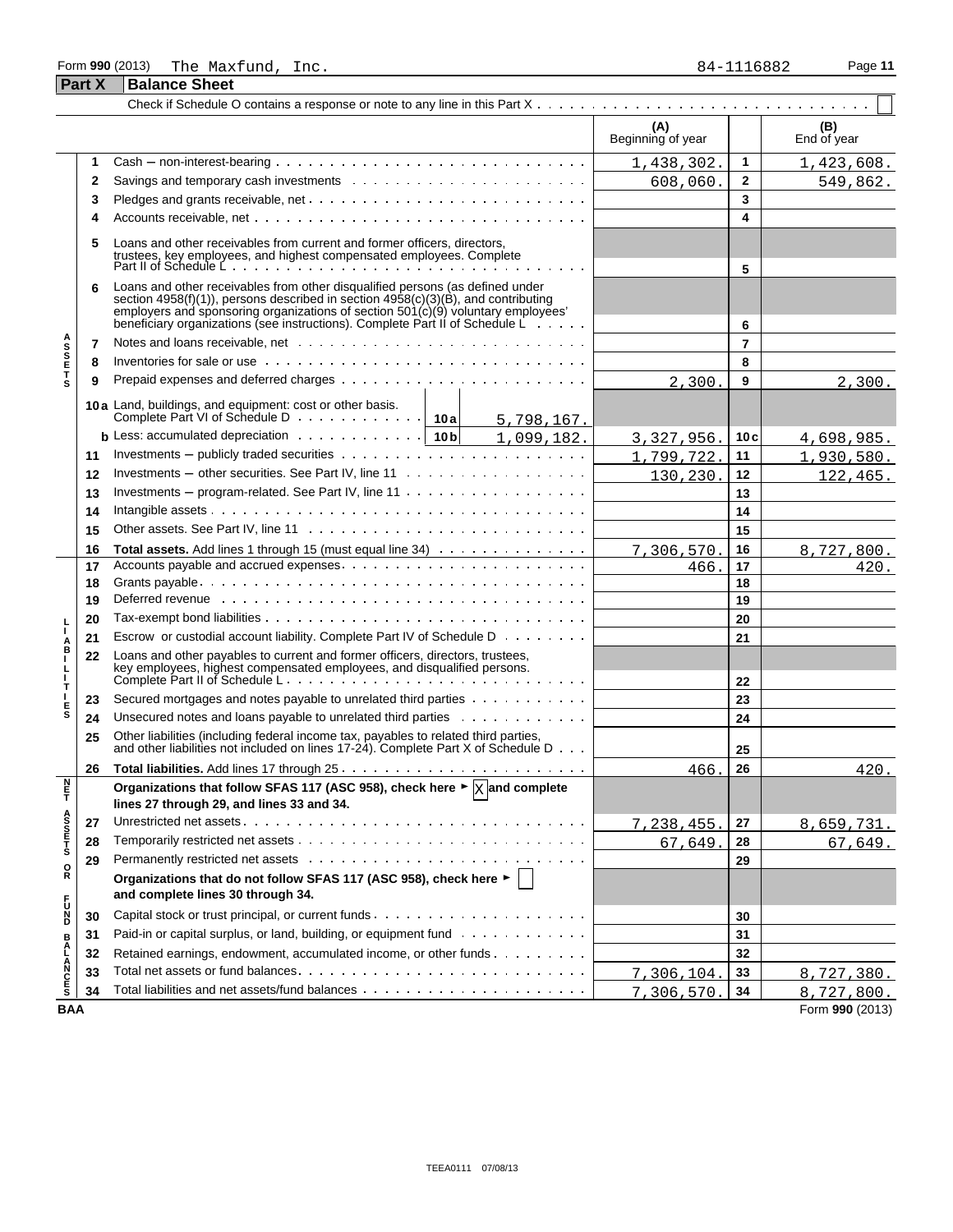Form **990** (2013) The Maxfund, Inc. 84-1116882

## Part X — Balance Sheet

Check if Schedule O contains a response or note to any line in this Part X . . . . . . . . . . ☐

| | | | (A) Beginning of year | | (B) End of year |
|---|---|---|---|---|---|
| **Assets** | 1 | Cash – non-interest-bearing | 1,438,302. | 1 | 1,423,608. |
| | 2 | Savings and temporary cash investments | 608,060. | 2 | 549,862. |
| | 3 | Pledges and grants receivable, net | | 3 | |
| | 4 | Accounts receivable, net | | 4 | |
| | 5 | Loans and other receivables from current and former officers, directors, trustees, key employees, and highest compensated employees. Complete Part II of Schedule L | | 5 | |
| | 6 | Loans and other receivables from other disqualified persons (as defined under section 4958(f)(1)), persons described in section 4958(c)(3)(B), and contributing employers and sponsoring organizations of section 501(c)(9) voluntary employees' beneficiary organizations (see instructions). Complete Part II of Schedule L | | 6 | |
| | 7 | Notes and loans receivable, net | | 7 | |
| | 8 | Inventories for sale or use | | 8 | |
| | 9 | Prepaid expenses and deferred charges | 2,300. | 9 | 2,300. |
| | 10a | Land, buildings, and equipment: cost or other basis. Complete Part VI of Schedule D . . . 10a 5,798,167. | | | |
| | b | Less: accumulated depreciation . . . 10b 1,099,182. | 3,327,956. | 10c | 4,698,985. |
| | 11 | Investments – publicly traded securities | 1,799,722. | 11 | 1,930,580. |
| | 12 | Investments – other securities. See Part IV, line 11 | 130,230. | 12 | 122,465. |
| | 13 | Investments – program-related. See Part IV, line 11 | | 13 | |
| | 14 | Intangible assets | | 14 | |
| | 15 | Other assets. See Part IV, line 11 | | 15 | |
| | 16 | **Total assets.** Add lines 1 through 15 (must equal line 34) | 7,306,570. | 16 | 8,727,800. |
| **Liabilities** | 17 | Accounts payable and accrued expenses | 466. | 17 | 420. |
| | 18 | Grants payable | | 18 | |
| | 19 | Deferred revenue | | 19 | |
| | 20 | Tax-exempt bond liabilities | | 20 | |
| | 21 | Escrow or custodial account liability. Complete Part IV of Schedule D | | 21 | |
| | 22 | Loans and other payables to current and former officers, directors, trustees, key employees, highest compensated employees, and disqualified persons. Complete Part II of Schedule L | | 22 | |
| | 23 | Secured mortgages and notes payable to unrelated third parties | | 23 | |
| | 24 | Unsecured notes and loans payable to unrelated third parties | | 24 | |
| | 25 | Other liabilities (including federal income tax, payables to related third parties, and other liabilities not included on lines 17-24). Complete Part X of Schedule D | | 25 | |
| | 26 | **Total liabilities.** Add lines 17 through 25 | 466. | 26 | 420. |
| **Net Assets or Fund Balances** | | **Organizations that follow SFAS 117 (ASC 958), check here ► [X] and complete lines 27 through 29, and lines 33 and 34.** | | | |
| | 27 | Unrestricted net assets | 7,238,455. | 27 | 8,659,731. |
| | 28 | Temporarily restricted net assets | 67,649. | 28 | 67,649. |
| | 29 | Permanently restricted net assets | | 29 | |
| | | **Organizations that do not follow SFAS 117 (ASC 958), check here ► [ ] and complete lines 30 through 34.** | | | |
| | 30 | Capital stock or trust principal, or current funds | | 30 | |
| | 31 | Paid-in or capital surplus, or land, building, or equipment fund | | 31 | |
| | 32 | Retained earnings, endowment, accumulated income, or other funds | | 32 | |
| | 33 | Total net assets or fund balances | 7,306,104. | 33 | 8,727,380. |
| | 34 | Total liabilities and net assets/fund balances | 7,306,570. | 34 | 8,727,800. |

BAA Form **990** (2013)

TEEA0111 07/08/13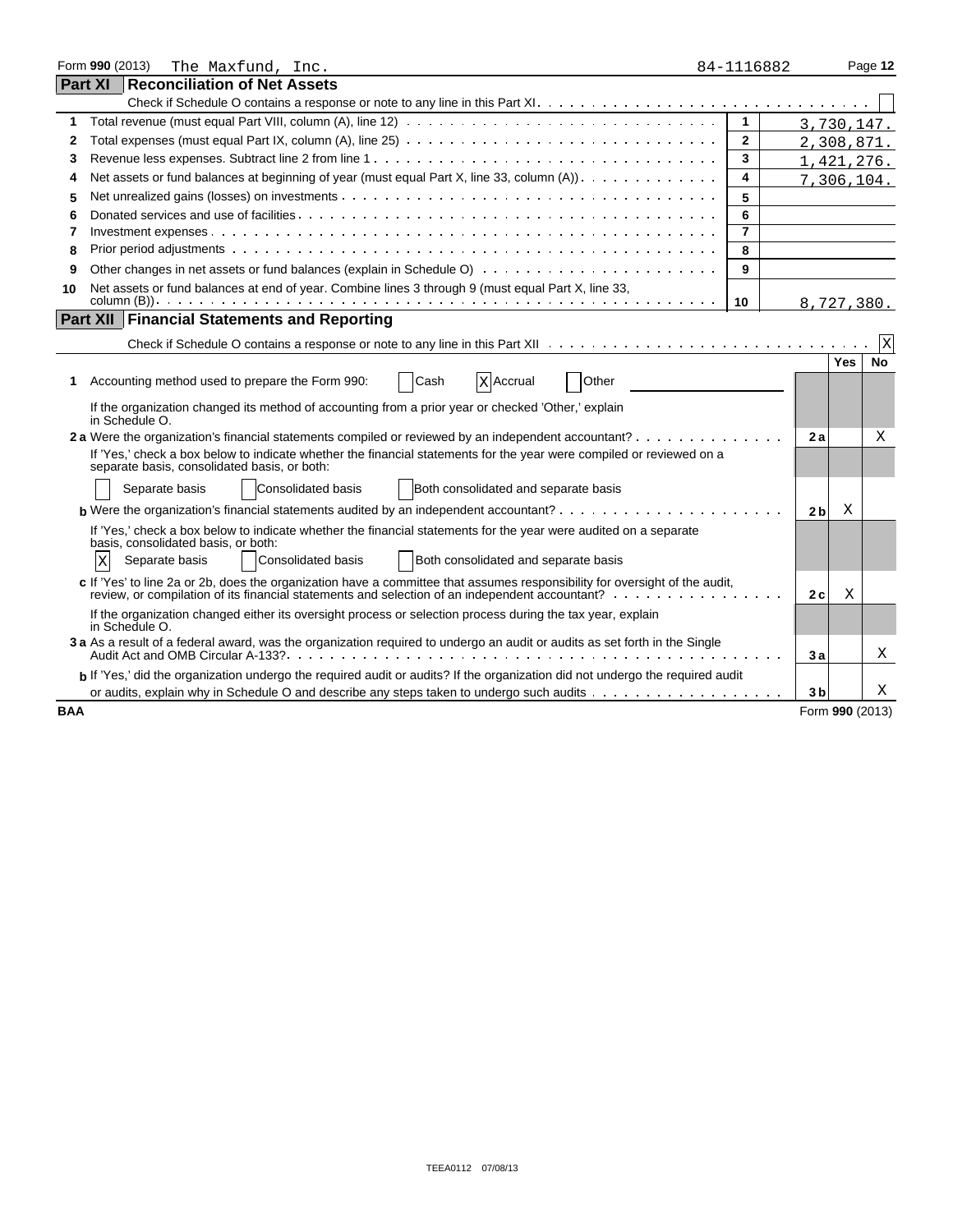Form **990** (2013) The Maxfund, Inc. 84-1116882 Page **12**

## Part XI Reconciliation of Net Assets

Check if Schedule O contains a response or note to any line in this Part XI. . . . . . . . . . . . . . . . . . . . . . . . . . . . . . . . ☐

| | | | |
|---|---|---|---|
| 1 | Total revenue (must equal Part VIII, column (A), line 12) | 1 | 3,730,147. |
| 2 | Total expenses (must equal Part IX, column (A), line 25) | 2 | 2,308,871. |
| 3 | Revenue less expenses. Subtract line 2 from line 1 | 3 | 1,421,276. |
| 4 | Net assets or fund balances at beginning of year (must equal Part X, line 33, column (A)) | 4 | 7,306,104. |
| 5 | Net unrealized gains (losses) on investments | 5 | |
| 6 | Donated services and use of facilities | 6 | |
| 7 | Investment expenses | 7 | |
| 8 | Prior period adjustments | 8 | |
| 9 | Other changes in net assets or fund balances (explain in Schedule O) | 9 | |
| 10 | Net assets or fund balances at end of year. Combine lines 3 through 9 (must equal Part X, line 33, column (B)) | 10 | 8,727,380. |

## Part XII Financial Statements and Reporting

Check if Schedule O contains a response or note to any line in this Part XII . . . . . . . . . . . . . . . . . . . . . . . . . . . . . . ☒

| | | | Yes | No |
|---|---|---|---|---|
| 1 | Accounting method used to prepare the Form 990: ☐ Cash ☒ Accrual ☐ Other | | | |
| | If the organization changed its method of accounting from a prior year or checked 'Other,' explain in Schedule O. | | | |
| 2a | Were the organization's financial statements compiled or reviewed by an independent accountant? | 2a | | X |
| | If 'Yes,' check a box below to indicate whether the financial statements for the year were compiled or reviewed on a separate basis, consolidated basis, or both: | | | |
| | ☐ Separate basis ☐ Consolidated basis ☐ Both consolidated and separate basis | | | |
| b | Were the organization's financial statements audited by an independent accountant? | 2b | X | |
| | If 'Yes,' check a box below to indicate whether the financial statements for the year were audited on a separate basis, consolidated basis, or both: | | | |
| | ☒ Separate basis ☐ Consolidated basis ☐ Both consolidated and separate basis | | | |
| c | If 'Yes' to line 2a or 2b, does the organization have a committee that assumes responsibility for oversight of the audit, review, or compilation of its financial statements and selection of an independent accountant? | 2c | X | |
| | If the organization changed either its oversight process or selection process during the tax year, explain in Schedule O. | | | |
| 3a | As a result of a federal award, was the organization required to undergo an audit or audits as set forth in the Single Audit Act and OMB Circular A-133? | 3a | | X |
| b | If 'Yes,' did the organization undergo the required audit or audits? If the organization did not undergo the required audit or audits, explain why in Schedule O and describe any steps taken to undergo such audits | 3b | | X |

BAA Form **990** (2013)

TEEA0112 07/08/13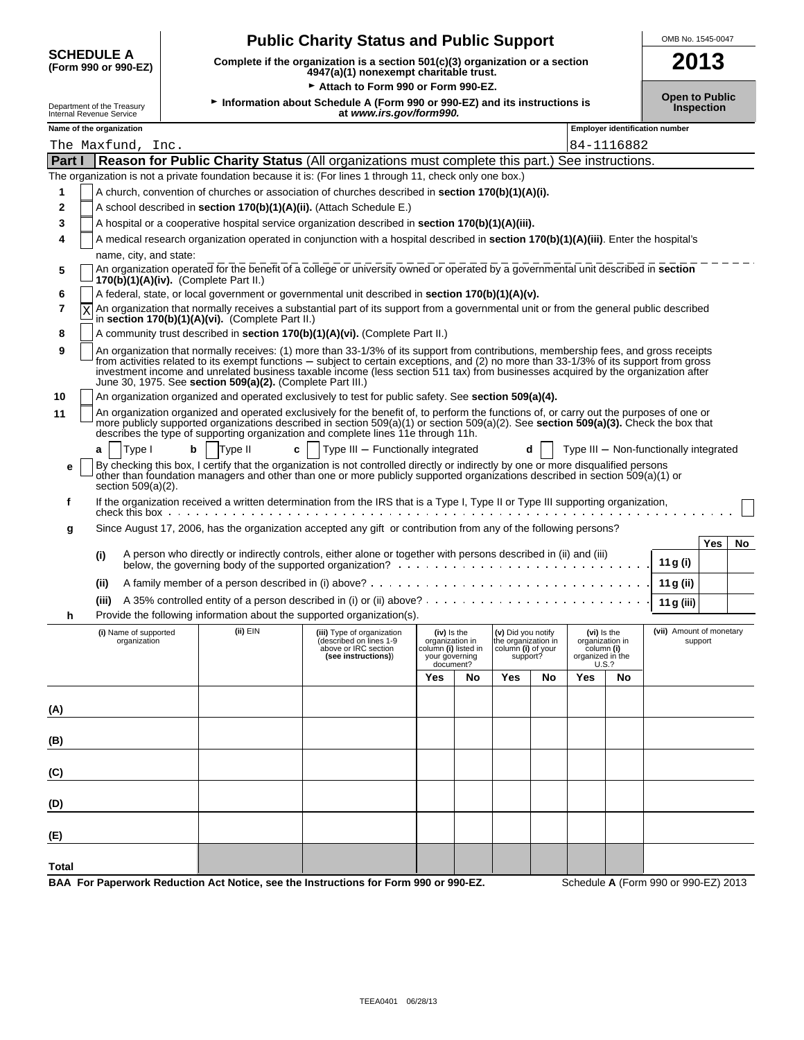# SCHEDULE A (Form 990 or 990-EZ)

Department of the Treasury
Internal Revenue Service

## Public Charity Status and Public Support

**Complete if the organization is a section 501(c)(3) organization or a section 4947(a)(1) nonexempt charitable trust.**

► **Attach to Form 990 or Form 990-EZ.**

► **Information about Schedule A (Form 990 or 990-EZ) and its instructions is at *www.irs.gov/form990.***

OMB No. 1545-0047

**2013**

**Open to Public Inspection**

**Name of the organization:** The Maxfund, Inc.

**Employer identification number:** 84-1116882

## Part I — Reason for Public Charity Status (All organizations must complete this part.) See instructions.

The organization is not a private foundation because it is: (For lines 1 through 11, check only one box.)

1. [ ] A church, convention of churches or association of churches described in **section 170(b)(1)(A)(i).**
2. [ ] A school described in **section 170(b)(1)(A)(ii).** (Attach Schedule E.)
3. [ ] A hospital or a cooperative hospital service organization described in **section 170(b)(1)(A)(iii).**
4. [ ] A medical research organization operated in conjunction with a hospital described in **section 170(b)(1)(A)(iii)**. Enter the hospital's name, city, and state:
5. [ ] An organization operated for the benefit of a college or university owned or operated by a governmental unit described in **section 170(b)(1)(A)(iv).** (Complete Part II.)
6. [ ] A federal, state, or local government or governmental unit described in **section 170(b)(1)(A)(v).**
7. [X] An organization that normally receives a substantial part of its support from a governmental unit or from the general public described in **section 170(b)(1)(A)(vi).** (Complete Part II.)
8. [ ] A community trust described in **section 170(b)(1)(A)(vi).** (Complete Part II.)
9. [ ] An organization that normally receives: (1) more than 33-1/3% of its support from contributions, membership fees, and gross receipts from activities related to its exempt functions – subject to certain exceptions, and (2) no more than 33-1/3% of its support from gross investment income and unrelated business taxable income (less section 511 tax) from businesses acquired by the organization after June 30, 1975. See **section 509(a)(2).** (Complete Part III.)
10. [ ] An organization organized and operated exclusively to test for public safety. See **section 509(a)(4).**
11. [ ] An organization organized and operated exclusively for the benefit of, to perform the functions of, or carry out the purposes of one or more publicly supported organizations described in section 509(a)(1) or section 509(a)(2). See **section 509(a)(3).** Check the box that describes the type of supporting organization and complete lines 11e through 11h.

   **a** [ ] Type I  **b** [ ] Type II  **c** [ ] Type III – Functionally integrated  **d** [ ] Type III – Non-functionally integrated

   **e** [ ] By checking this box, I certify that the organization is not controlled directly or indirectly by one or more disqualified persons other than foundation managers and other than one or more publicly supported organizations described in section 509(a)(1) or section 509(a)(2).

   **f** If the organization received a written determination from the IRS that is a Type I, Type II or Type III supporting organization, check this box [ ]

   **g** Since August 17, 2006, has the organization accepted any gift or contribution from any of the following persons?

| | | | Yes | No |
|---|---|---|---|---|
| (i) | A person who directly or indirectly controls, either alone or together with persons described in (ii) and (iii) below, the governing body of the supported organization? | 11 g (i) | | |
| (ii) | A family member of a person described in (i) above? | 11 g (ii) | | |
| (iii) | A 35% controlled entity of a person described in (i) or (ii) above? | 11 g (iii) | | |

   **h** Provide the following information about the supported organization(s).

| (i) Name of supported organization | (ii) EIN | (iii) Type of organization (described on lines 1-9 above or IRC section (see instructions)) | (iv) Is the organization in column (i) listed in your governing document? | | (v) Did you notify the organization in column (i) of your support? | | (vi) Is the organization in column (i) organized in the U.S.? | | (vii) Amount of monetary support |
|---|---|---|---|---|---|---|---|---|---|
| | | | Yes | No | Yes | No | Yes | No | |
| (A) | | | | | | | | | |
| (B) | | | | | | | | | |
| (C) | | | | | | | | | |
| (D) | | | | | | | | | |
| (E) | | | | | | | | | |
| Total | | | | | | | | | |

**BAA For Paperwork Reduction Act Notice, see the Instructions for Form 990 or 990-EZ.**

Schedule **A** (Form 990 or 990-EZ) 2013

TEEA0401 06/28/13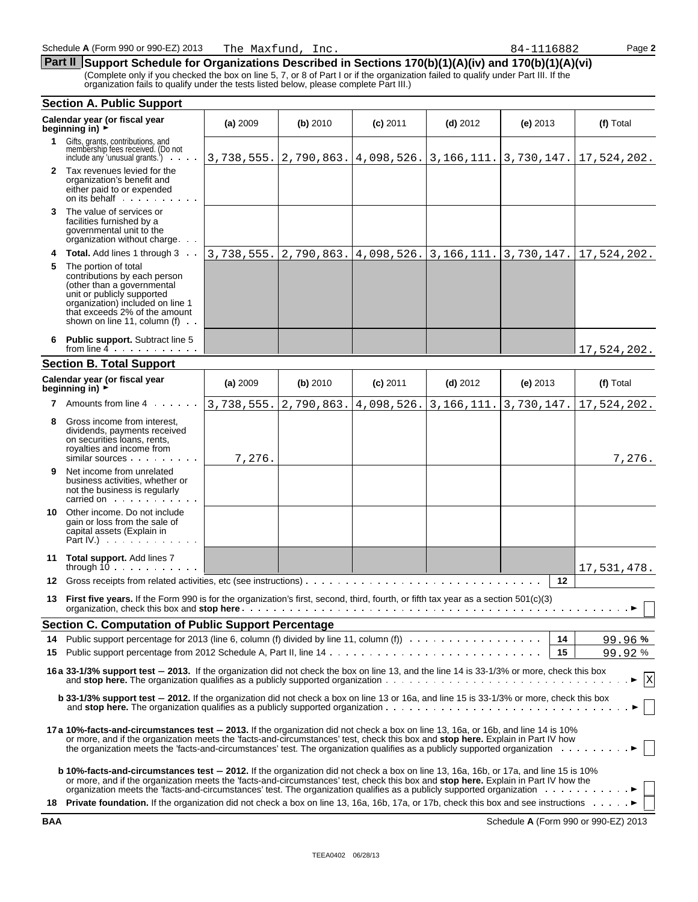Schedule A (Form 990 or 990-EZ) 2013 The Maxfund, Inc. 84-1116882 Page 2

## Part II Support Schedule for Organizations Described in Sections 170(b)(1)(A)(iv) and 170(b)(1)(A)(vi)

(Complete only if you checked the box on line 5, 7, or 8 of Part I or if the organization failed to qualify under Part III. If the organization fails to qualify under the tests listed below, please complete Part III.)

### Section A. Public Support

| Calendar year (or fiscal year beginning in) ► | (a) 2009 | (b) 2010 | (c) 2011 | (d) 2012 | (e) 2013 | (f) Total |
|---|---|---|---|---|---|---|
| 1 Gifts, grants, contributions, and membership fees received. (Do not include any 'unusual grants.') | 3,738,555. | 2,790,863. | 4,098,526. | 3,166,111. | 3,730,147. | 17,524,202. |
| 2 Tax revenues levied for the organization's benefit and either paid to or expended on its behalf | | | | | | |
| 3 The value of services or facilities furnished by a governmental unit to the organization without charge | | | | | | |
| 4 **Total.** Add lines 1 through 3 | 3,738,555. | 2,790,863. | 4,098,526. | 3,166,111. | 3,730,147. | 17,524,202. |
| 5 The portion of total contributions by each person (other than a governmental unit or publicly supported organization) included on line 1 that exceeds 2% of the amount shown on line 11, column (f) | | | | | | |
| 6 **Public support.** Subtract line 5 from line 4 | | | | | | 17,524,202. |

### Section B. Total Support

| Calendar year (or fiscal year beginning in) ► | (a) 2009 | (b) 2010 | (c) 2011 | (d) 2012 | (e) 2013 | (f) Total |
|---|---|---|---|---|---|---|
| 7 Amounts from line 4 | 3,738,555. | 2,790,863. | 4,098,526. | 3,166,111. | 3,730,147. | 17,524,202. |
| 8 Gross income from interest, dividends, payments received on securities loans, rents, royalties and income from similar sources | 7,276. | | | | | 7,276. |
| 9 Net income from unrelated business activities, whether or not the business is regularly carried on | | | | | | |
| 10 Other income. Do not include gain or loss from the sale of capital assets (Explain in Part IV.) | | | | | | |
| 11 **Total support.** Add lines 7 through 10 | | | | | | 17,531,478. |

12 Gross receipts from related activities, etc (see instructions) — 12

13 **First five years.** If the Form 990 is for the organization's first, second, third, fourth, or fifth tax year as a section 501(c)(3) organization, check this box and **stop here** ► ☐

### Section C. Computation of Public Support Percentage

14 Public support percentage for 2013 (line 6, column (f) divided by line 11, column (f)) — 14 — 99.96 %

15 Public support percentage from 2012 Schedule A, Part II, line 14 — 15 — 99.92 %

**16a 33-1/3% support test — 2013.** If the organization did not check the box on line 13, and the line 14 is 33-1/3% or more, check this box and **stop here.** The organization qualifies as a publicly supported organization ► ☒

**b 33-1/3% support test — 2012.** If the organization did not check a box on line 13 or 16a, and line 15 is 33-1/3% or more, check this box and **stop here.** The organization qualifies as a publicly supported organization ► ☐

**17a 10%-facts-and-circumstances test — 2013.** If the organization did not check a box on line 13, 16a, or 16b, and line 14 is 10% or more, and if the organization meets the 'facts-and-circumstances' test, check this box and **stop here.** Explain in Part IV how the organization meets the 'facts-and-circumstances' test. The organization qualifies as a publicly supported organization ► ☐

**b 10%-facts-and-circumstances test — 2012.** If the organization did not check a box on line 13, 16a, 16b, or 17a, and line 15 is 10% or more, and if the organization meets the 'facts-and-circumstances' test, check this box and **stop here.** Explain in Part IV how the organization meets the 'facts-and-circumstances' test. The organization qualifies as a publicly supported organization ► ☐

18 **Private foundation.** If the organization did not check a box on line 13, 16a, 16b, 17a, or 17b, check this box and see instructions ► ☐

BAA Schedule A (Form 990 or 990-EZ) 2013

TEEA0402 06/28/13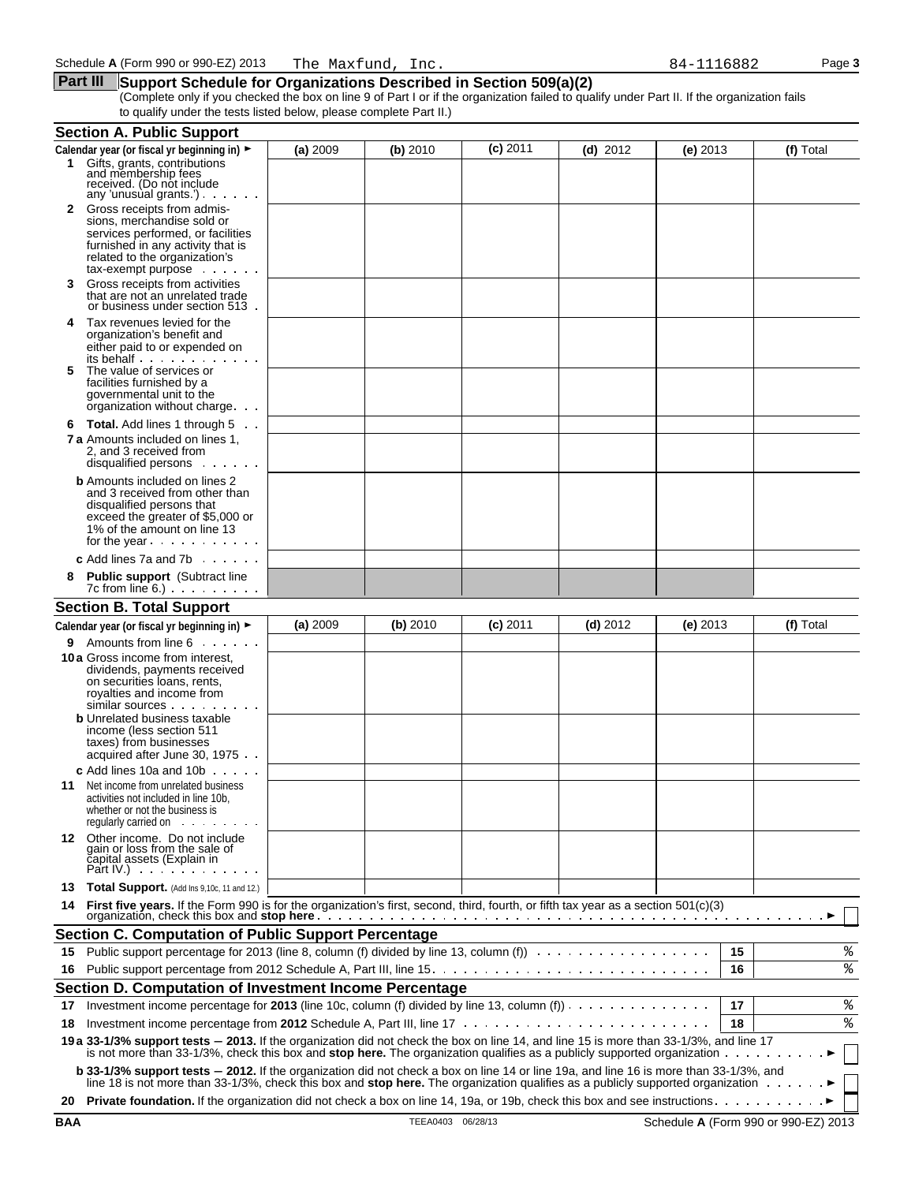Schedule A (Form 990 or 990-EZ) 2013 The Maxfund, Inc. 84-1116882

## Part III Support Schedule for Organizations Described in Section 509(a)(2)

(Complete only if you checked the box on line 9 of Part I or if the organization failed to qualify under Part II. If the organization fails to qualify under the tests listed below, please complete Part II.)

### Section A. Public Support

| Calendar year (or fiscal yr beginning in) ► | (a) 2009 | (b) 2010 | (c) 2011 | (d) 2012 | (e) 2013 | (f) Total |
|---|---|---|---|---|---|---|
| **1** Gifts, grants, contributions and membership fees received. (Do not include any 'unusual grants.') | | | | | | |
| **2** Gross receipts from admissions, merchandise sold or services performed, or facilities furnished in any activity that is related to the organization's tax-exempt purpose | | | | | | |
| **3** Gross receipts from activities that are not an unrelated trade or business under section 513 | | | | | | |
| **4** Tax revenues levied for the organization's benefit and either paid to or expended on its behalf | | | | | | |
| **5** The value of services or facilities furnished by a governmental unit to the organization without charge | | | | | | |
| **6 Total.** Add lines 1 through 5 | | | | | | |
| **7 a** Amounts included on lines 1, 2, and 3 received from disqualified persons | | | | | | |
| **b** Amounts included on lines 2 and 3 received from other than disqualified persons that exceed the greater of $5,000 or 1% of the amount on line 13 for the year | | | | | | |
| **c** Add lines 7a and 7b | | | | | | |
| **8 Public support** (Subtract line 7c from line 6.) | | | | | | |

### Section B. Total Support

| Calendar year (or fiscal yr beginning in) ► | (a) 2009 | (b) 2010 | (c) 2011 | (d) 2012 | (e) 2013 | (f) Total |
|---|---|---|---|---|---|---|
| **9** Amounts from line 6 | | | | | | |
| **10 a** Gross income from interest, dividends, payments received on securities loans, rents, royalties and income from similar sources | | | | | | |
| **b** Unrelated business taxable income (less section 511 taxes) from businesses acquired after June 30, 1975 | | | | | | |
| **c** Add lines 10a and 10b | | | | | | |
| **11** Net income from unrelated business activities not included in line 10b, whether or not the business is regularly carried on | | | | | | |
| **12** Other income. Do not include gain or loss from the sale of capital assets (Explain in Part IV.) | | | | | | |
| **13 Total Support.** (Add lns 9,10c, 11 and 12.) | | | | | | |

**14 First five years.** If the Form 990 is for the organization's first, second, third, fourth, or fifth tax year as a section 501(c)(3) organization, check this box and **stop here** ► ☐

### Section C. Computation of Public Support Percentage

| | | | |
|---|---|---|---|
| **15** | Public support percentage for 2013 (line 8, column (f) divided by line 13, column (f)) | 15 | % |
| **16** | Public support percentage from 2012 Schedule A, Part III, line 15 | 16 | % |

### Section D. Computation of Investment Income Percentage

| | | | |
|---|---|---|---|
| **17** | Investment income percentage for **2013** (line 10c, column (f) divided by line 13, column (f)) | 17 | % |
| **18** | Investment income percentage from **2012** Schedule A, Part III, line 17 | 18 | % |

**19 a 33-1/3% support tests — 2013.** If the organization did not check the box on line 14, and line 15 is more than 33-1/3%, and line 17 is not more than 33-1/3%, check this box and **stop here.** The organization qualifies as a publicly supported organization ► ☐

**b 33-1/3% support tests — 2012.** If the organization did not check a box on line 14 or line 19a, and line 16 is more than 33-1/3%, and line 18 is not more than 33-1/3%, check this box and **stop here.** The organization qualifies as a publicly supported organization ► ☐

**20 Private foundation.** If the organization did not check a box on line 14, 19a, or 19b, check this box and see instructions ► ☐

BAA TEEA0403 06/28/13 Schedule A (Form 990 or 990-EZ) 2013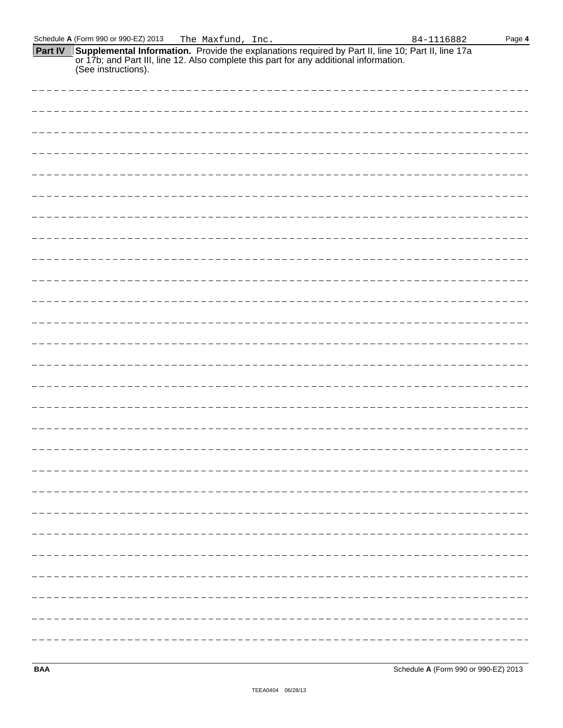Schedule A (Form 990 or 990-EZ) 2013 The Maxfund, Inc. 84-1116882

**Part IV** **Supplemental Information.** Provide the explanations required by Part II, line 10; Part II, line 17a or 17b; and Part III, line 12. Also complete this part for any additional information. (See instructions).

BAA Schedule A (Form 990 or 990-EZ) 2013

TEEA0404 06/28/13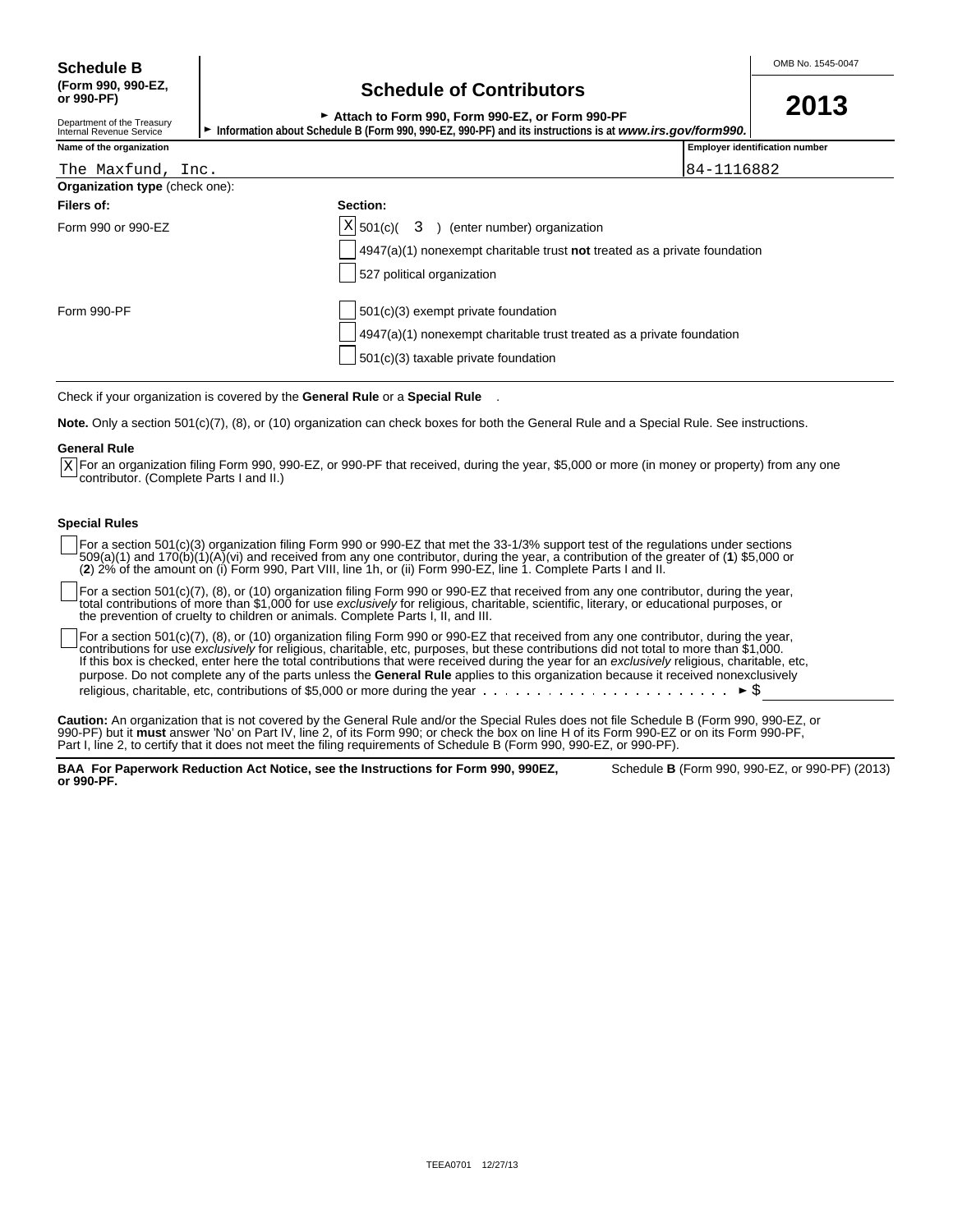**Schedule B (Form 990, 990-EZ, or 990-PF)**

Department of the Treasury
Internal Revenue Service

# Schedule of Contributors

► Attach to Form 990, Form 990-EZ, or Form 990-PF

► Information about Schedule B (Form 990, 990-EZ, 990-PF) and its instructions is at *www.irs.gov/form990.*

OMB No. 1545-0047

**2013**

| Name of the organization | Employer identification number |
|---|---|
| The Maxfund, Inc. | 84-1116882 |

**Organization type** (check one):

| **Filers of:** | **Section:** |
|---|---|
| Form 990 or 990-EZ | [X] 501(c)( 3 ) (enter number) organization |
| | [ ] 4947(a)(1) nonexempt charitable trust **not** treated as a private foundation |
| | [ ] 527 political organization |
| Form 990-PF | [ ] 501(c)(3) exempt private foundation |
| | [ ] 4947(a)(1) nonexempt charitable trust treated as a private foundation |
| | [ ] 501(c)(3) taxable private foundation |

Check if your organization is covered by the **General Rule** or a **Special Rule** .

**Note.** Only a section 501(c)(7), (8), or (10) organization can check boxes for both the General Rule and a Special Rule. See instructions.

**General Rule**

[X] For an organization filing Form 990, 990-EZ, or 990-PF that received, during the year, $5,000 or more (in money or property) from any one contributor. (Complete Parts I and II.)

**Special Rules**

[ ] For a section 501(c)(3) organization filing Form 990 or 990-EZ that met the 33-1/3% support test of the regulations under sections 509(a)(1) and 170(b)(1)(A)(vi) and received from any one contributor, during the year, a contribution of the greater of (**1**) $5,000 or (**2**) 2% of the amount on (i) Form 990, Part VIII, line 1h, or (ii) Form 990-EZ, line 1. Complete Parts I and II.

[ ] For a section 501(c)(7), (8), or (10) organization filing Form 990 or 990-EZ that received from any one contributor, during the year, total contributions of more than $1,000 for use *exclusively* for religious, charitable, scientific, literary, or educational purposes, or the prevention of cruelty to children or animals. Complete Parts I, II, and III.

[ ] For a section 501(c)(7), (8), or (10) organization filing Form 990 or 990-EZ that received from any one contributor, during the year, contributions for use *exclusively* for religious, charitable, etc, purposes, but these contributions did not total to more than $1,000. If this box is checked, enter here the total contributions that were received during the year for an *exclusively* religious, charitable, etc, purpose. Do not complete any of the parts unless the **General Rule** applies to this organization because it received nonexclusively religious, charitable, etc, contributions of $5,000 or more during the year . . . . . . . . . . . . . . . . . . . . . . ► $

**Caution:** An organization that is not covered by the General Rule and/or the Special Rules does not file Schedule B (Form 990, 990-EZ, or 990-PF) but it **must** answer 'No' on Part IV, line 2, of its Form 990; or check the box on line H of its Form 990-EZ or on its Form 990-PF, Part I, line 2, to certify that it does not meet the filing requirements of Schedule B (Form 990, 990-EZ, or 990-PF).

**BAA For Paperwork Reduction Act Notice, see the Instructions for Form 990, 990EZ, or 990-PF.** Schedule **B** (Form 990, 990-EZ, or 990-PF) (2013)

TEEA0701 12/27/13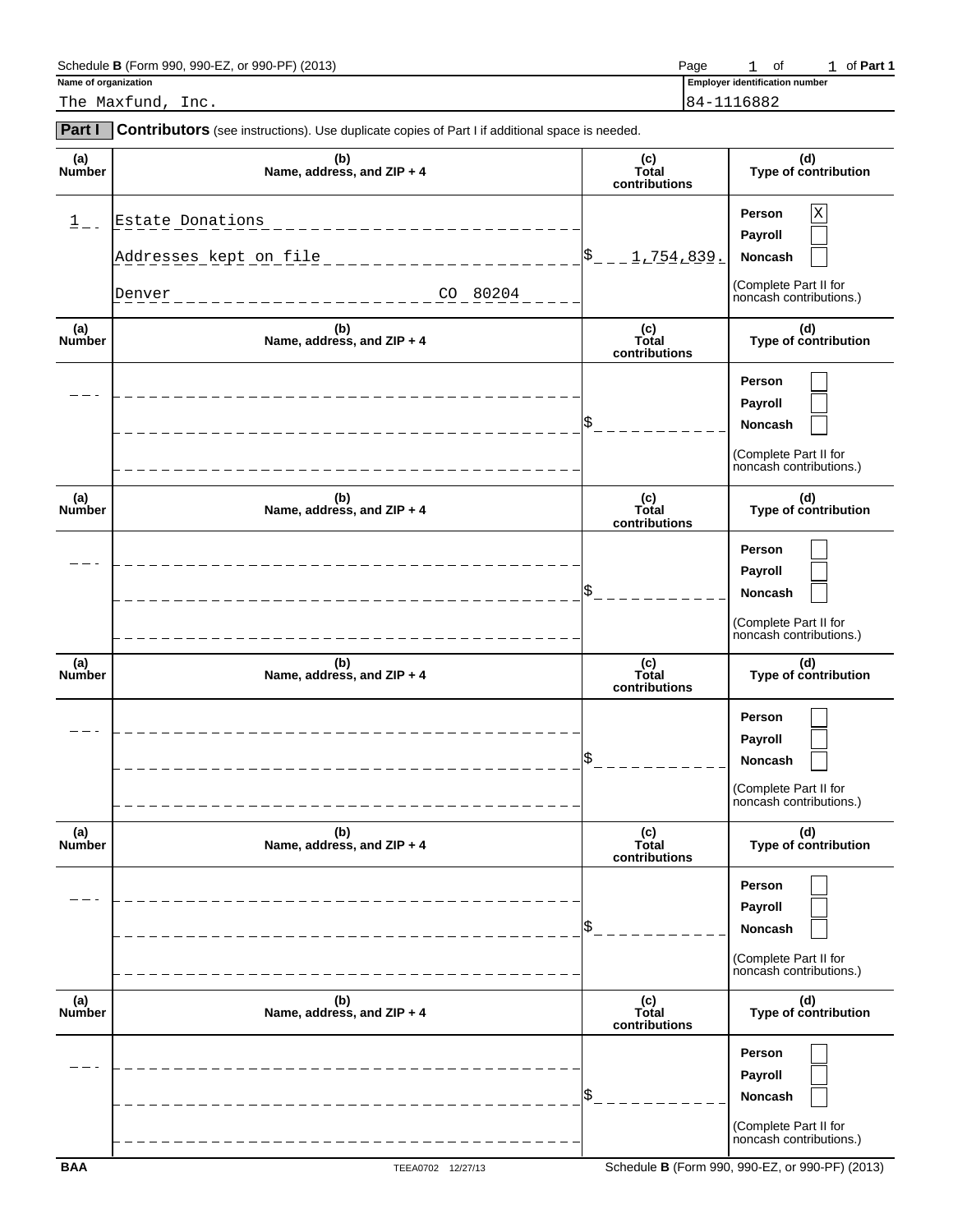Schedule **B** (Form 990, 990-EZ, or 990-PF) (2013)

**Name of organization**

The Maxfund, Inc.

**Employer identification number**

84-1116882

**Part I** **Contributors** (see instructions). Use duplicate copies of Part I if additional space is needed.

| (a) Number | (b) Name, address, and ZIP + 4 | (c) Total contributions | (d) Type of contribution |
|---|---|---|---|
| 1 | Estate Donations<br>Addresses kept on file<br>Denver CO 80204 | $ 1,754,839. | Person [X]<br>Payroll [ ]<br>Noncash [ ]<br>(Complete Part II for noncash contributions.) |
| | | $ | Person [ ]<br>Payroll [ ]<br>Noncash [ ]<br>(Complete Part II for noncash contributions.) |
| | | $ | Person [ ]<br>Payroll [ ]<br>Noncash [ ]<br>(Complete Part II for noncash contributions.) |
| | | $ | Person [ ]<br>Payroll [ ]<br>Noncash [ ]<br>(Complete Part II for noncash contributions.) |
| | | $ | Person [ ]<br>Payroll [ ]<br>Noncash [ ]<br>(Complete Part II for noncash contributions.) |
| | | $ | Person [ ]<br>Payroll [ ]<br>Noncash [ ]<br>(Complete Part II for noncash contributions.) |

BAA TEEA0702 12/27/13 Schedule **B** (Form 990, 990-EZ, or 990-PF) (2013)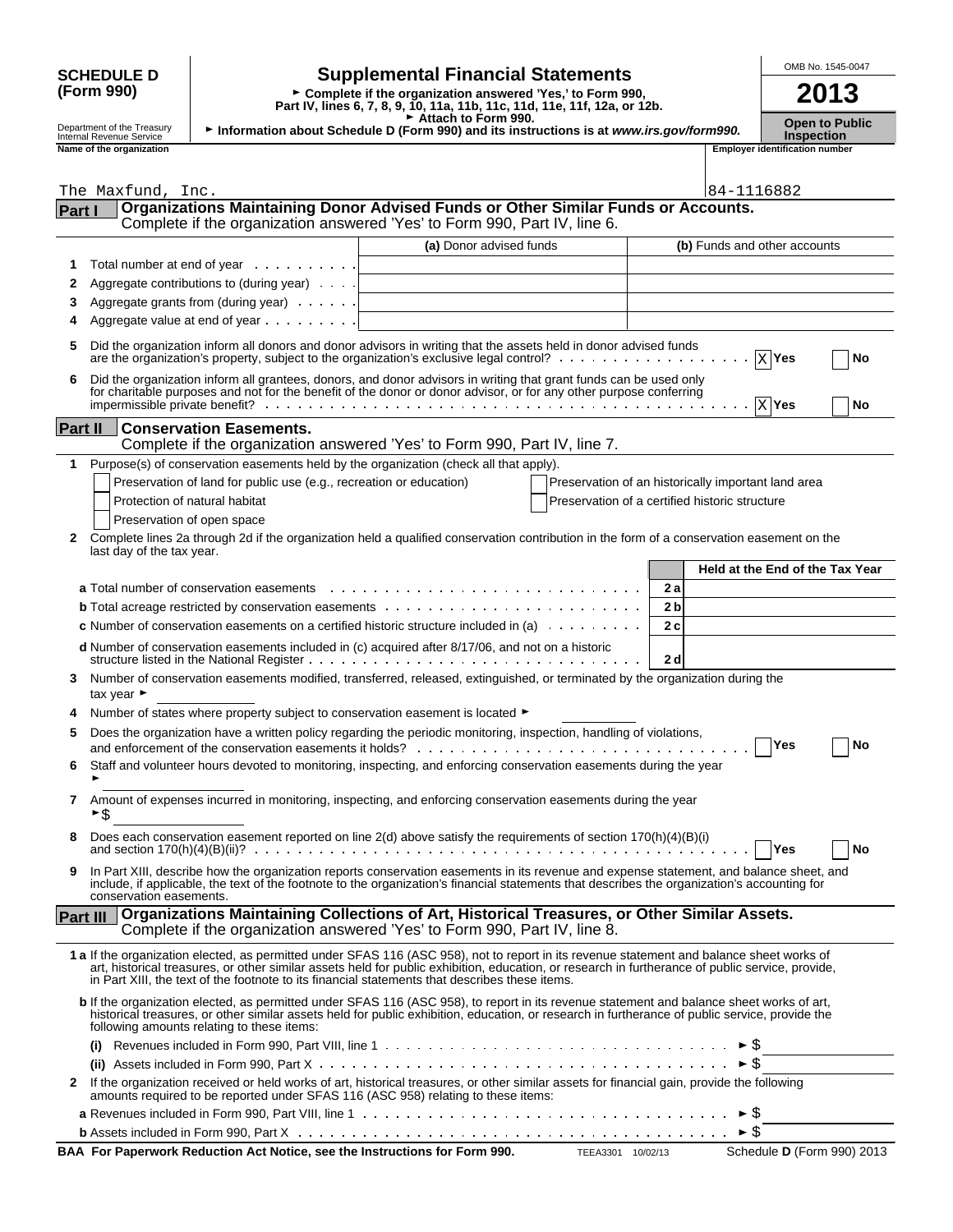**SCHEDULE D (Form 990)**

Department of the Treasury
Internal Revenue Service

# Supplemental Financial Statements

► Complete if the organization answered 'Yes,' to Form 990, Part IV, lines 6, 7, 8, 9, 10, 11a, 11b, 11c, 11d, 11e, 11f, 12a, or 12b.
► Attach to Form 990.
► Information about Schedule D (Form 990) and its instructions is at *www.irs.gov/form990.*

OMB No. 1545-0047

**2013**

**Open to Public Inspection**

| Name of the organization | Employer identification number |
|---|---|
| The Maxfund, Inc. | 84-1116882 |

## Part I Organizations Maintaining Donor Advised Funds or Other Similar Funds or Accounts.
Complete if the organization answered 'Yes' to Form 990, Part IV, line 6.

| | | (a) Donor advised funds | (b) Funds and other accounts |
|---|---|---|---|
| 1 | Total number at end of year | | |
| 2 | Aggregate contributions to (during year) | | |
| 3 | Aggregate grants from (during year) | | |
| 4 | Aggregate value at end of year | | |

5 Did the organization inform all donors and donor advisors in writing that the assets held in donor advised funds are the organization's property, subject to the organization's exclusive legal control? [X] Yes [ ] No

6 Did the organization inform all grantees, donors, and donor advisors in writing that grant funds can be used only for charitable purposes and not for the benefit of the donor or donor advisor, or for any other purpose conferring impermissible private benefit? [X] Yes [ ] No

## Part II Conservation Easements.
Complete if the organization answered 'Yes' to Form 990, Part IV, line 7.

1 Purpose(s) of conservation easements held by the organization (check all that apply).

- [ ] Preservation of land for public use (e.g., recreation or education)
- [ ] Protection of natural habitat
- [ ] Preservation of open space
- [ ] Preservation of an historically important land area
- [ ] Preservation of a certified historic structure

2 Complete lines 2a through 2d if the organization held a qualified conservation contribution in the form of a conservation easement on the last day of the tax year.

| | | Held at the End of the Tax Year |
|---|---|---|
| **a** Total number of conservation easements | 2a | |
| **b** Total acreage restricted by conservation easements | 2b | |
| **c** Number of conservation easements on a certified historic structure included in (a) | 2c | |
| **d** Number of conservation easements included in (c) acquired after 8/17/06, and not on a historic structure listed in the National Register | 2d | |

3 Number of conservation easements modified, transferred, released, extinguished, or terminated by the organization during the tax year ►

4 Number of states where property subject to conservation easement is located ►

5 Does the organization have a written policy regarding the periodic monitoring, inspection, handling of violations, and enforcement of the conservation easements it holds? [ ] Yes [ ] No

6 Staff and volunteer hours devoted to monitoring, inspecting, and enforcing conservation easements during the year ►

7 Amount of expenses incurred in monitoring, inspecting, and enforcing conservation easements during the year ►$

8 Does each conservation easement reported on line 2(d) above satisfy the requirements of section 170(h)(4)(B)(i) and section 170(h)(4)(B)(ii)? [ ] Yes [ ] No

9 In Part XIII, describe how the organization reports conservation easements in its revenue and expense statement, and balance sheet, and include, if applicable, the text of the footnote to the organization's financial statements that describes the organization's accounting for conservation easements.

## Part III Organizations Maintaining Collections of Art, Historical Treasures, or Other Similar Assets.
Complete if the organization answered 'Yes' to Form 990, Part IV, line 8.

**1a** If the organization elected, as permitted under SFAS 116 (ASC 958), not to report in its revenue statement and balance sheet works of art, historical treasures, or other similar assets held for public exhibition, education, or research in furtherance of public service, provide, in Part XIII, the text of the footnote to its financial statements that describes these items.

**b** If the organization elected, as permitted under SFAS 116 (ASC 958), to report in its revenue statement and balance sheet works of art, historical treasures, or other similar assets held for public exhibition, education, or research in furtherance of public service, provide the following amounts relating to these items:

(i) Revenues included in Form 990, Part VIII, line 1 ►$

(ii) Assets included in Form 990, Part X ►$

2 If the organization received or held works of art, historical treasures, or other similar assets for financial gain, provide the following amounts required to be reported under SFAS 116 (ASC 958) relating to these items:

**a** Revenues included in Form 990, Part VIII, line 1 ►$

**b** Assets included in Form 990, Part X ►$

**BAA For Paperwork Reduction Act Notice, see the Instructions for Form 990.** TEEA3301 10/02/13 Schedule **D** (Form 990) 2013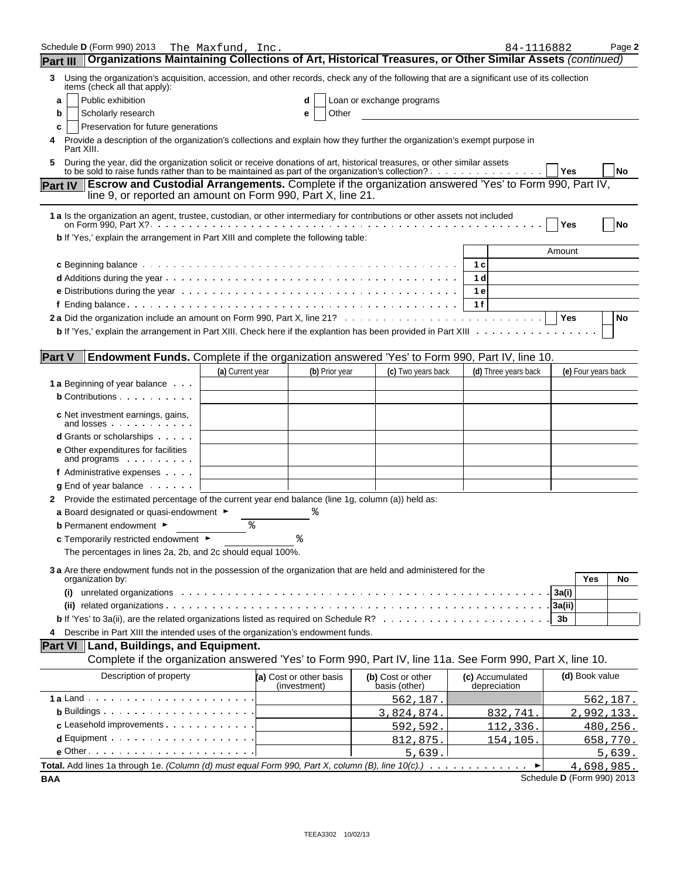Schedule D (Form 990) 2013 The Maxfund, Inc. 84-1116882 Page 2

## Part III Organizations Maintaining Collections of Art, Historical Treasures, or Other Similar Assets *(continued)*

**3** Using the organization's acquisition, accession, and other records, check any of the following that are a significant use of its collection items (check all that apply):

- **a** ☐ Public exhibition
- **b** ☐ Scholarly research
- **c** ☐ Preservation for future generations
- **d** ☐ Loan or exchange programs
- **e** ☐ Other

**4** Provide a description of the organization's collections and explain how they further the organization's exempt purpose in Part XIII.

**5** During the year, did the organization solicit or receive donations of art, historical treasures, or other similar assets to be sold to raise funds rather than to be maintained as part of the organization's collection? ☐ Yes ☐ No

## Part IV Escrow and Custodial Arrangements. Complete if the organization answered 'Yes' to Form 990, Part IV, line 9, or reported an amount on Form 990, Part X, line 21.

**1 a** Is the organization an agent, trustee, custodian, or other intermediary for contributions or other assets not included on Form 990, Part X? ☐ Yes ☐ No

**b** If 'Yes,' explain the arrangement in Part XIII and complete the following table:

| | | Amount |
|---|---|---|
| **c** Beginning balance | 1 c | |
| **d** Additions during the year | 1 d | |
| **e** Distributions during the year | 1 e | |
| **f** Ending balance | 1 f | |

**2 a** Did the organization include an amount on Form 990, Part X, line 21? ☐ Yes ☐ No

**b** If 'Yes,' explain the arrangement in Part XIII. Check here if the explantion has been provided in Part XIII ☐

## Part V Endowment Funds. Complete if the organization answered 'Yes' to Form 990, Part IV, line 10.

| | (a) Current year | (b) Prior year | (c) Two years back | (d) Three years back | (e) Four years back |
|---|---|---|---|---|---|
| **1 a** Beginning of year balance | | | | | |
| **b** Contributions | | | | | |
| **c** Net investment earnings, gains, and losses | | | | | |
| **d** Grants or scholarships | | | | | |
| **e** Other expenditures for facilities and programs | | | | | |
| **f** Administrative expenses | | | | | |
| **g** End of year balance | | | | | |

**2** Provide the estimated percentage of the current year end balance (line 1g, column (a)) held as:

**a** Board designated or quasi-endowment ► %

**b** Permanent endowment ► %

**c** Temporarily restricted endowment ► %

The percentages in lines 2a, 2b, and 2c should equal 100%.

**3 a** Are there endowment funds not in the possession of the organization that are held and administered for the organization by:

| | | Yes | No |
|---|---|---|---|
| **(i)** unrelated organizations | 3a(i) | | |
| **(ii)** related organizations | 3a(ii) | | |
| **b** If 'Yes' to 3a(ii), are the related organizations listed as required on Schedule R? | 3b | | |

**4** Describe in Part XIII the intended uses of the organization's endowment funds.

## Part VI Land, Buildings, and Equipment.

Complete if the organization answered 'Yes' to Form 990, Part IV, line 11a. See Form 990, Part X, line 10.

| Description of property | (a) Cost or other basis (investment) | (b) Cost or other basis (other) | (c) Accumulated depreciation | (d) Book value |
|---|---|---|---|---|
| **1 a** Land | | 562,187. | | 562,187. |
| **b** Buildings | | 3,824,874. | 832,741. | 2,992,133. |
| **c** Leasehold improvements | | 592,592. | 112,336. | 480,256. |
| **d** Equipment | | 812,875. | 154,105. | 658,770. |
| **e** Other | | 5,639. | | 5,639. |
| **Total.** Add lines 1a through 1e. *(Column (d) must equal Form 990, Part X, column (B), line 10(c).)* ► | | | | 4,698,985. |

BAA Schedule D (Form 990) 2013

TEEA3302 10/02/13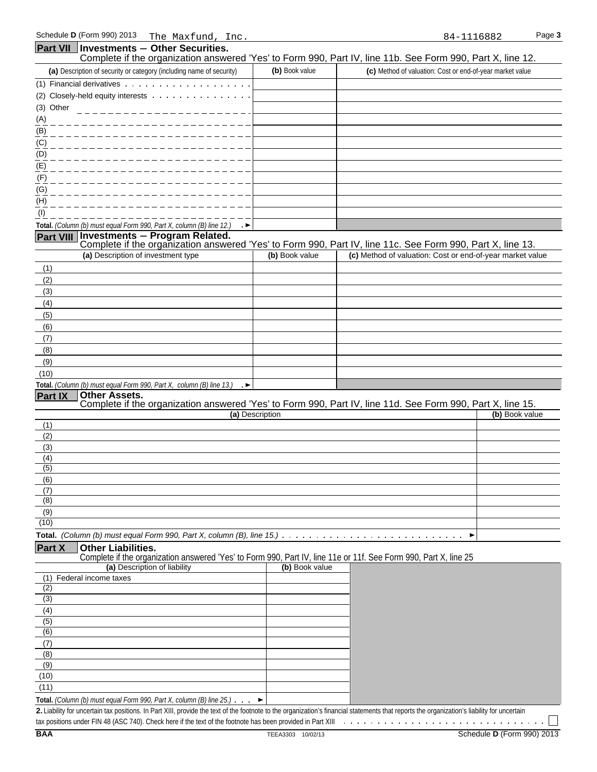Schedule D (Form 990) 2013 The Maxfund, Inc. 84-1116882

## Part VII Investments — Other Securities.

Complete if the organization answered 'Yes' to Form 990, Part IV, line 11b. See Form 990, Part X, line 12.

| (a) Description of security or category (including name of security) | (b) Book value | (c) Method of valuation: Cost or end-of-year market value |
|---|---|---|
| (1) Financial derivatives | | |
| (2) Closely-held equity interests | | |
| (3) Other | | |
| (A) | | |
| (B) | | |
| (C) | | |
| (D) | | |
| (E) | | |
| (F) | | |
| (G) | | |
| (H) | | |
| (I) | | |
| **Total.** *(Column (b) must equal Form 990, Part X, column (B) line 12.)* ► | | |

## Part VIII Investments — Program Related.

Complete if the organization answered 'Yes' to Form 990, Part IV, line 11c. See Form 990, Part X, line 13.

| (a) Description of investment type | (b) Book value | (c) Method of valuation: Cost or end-of-year market value |
|---|---|---|
| (1) | | |
| (2) | | |
| (3) | | |
| (4) | | |
| (5) | | |
| (6) | | |
| (7) | | |
| (8) | | |
| (9) | | |
| (10) | | |
| **Total.** *(Column (b) must equal Form 990, Part X, column (B) line 13.)* ► | | |

## Part IX Other Assets.

Complete if the organization answered 'Yes' to Form 990, Part IV, line 11d. See Form 990, Part X, line 15.

| (a) Description | (b) Book value |
|---|---|
| (1) | |
| (2) | |
| (3) | |
| (4) | |
| (5) | |
| (6) | |
| (7) | |
| (8) | |
| (9) | |
| (10) | |
| **Total.** *(Column (b) must equal Form 990, Part X, column (B), line 15.)* ► | |

## Part X Other Liabilities.

Complete if the organization answered 'Yes' to Form 990, Part IV, line 11e or 11f. See Form 990, Part X, line 25

| (a) Description of liability | (b) Book value |
|---|---|
| (1) Federal income taxes | |
| (2) | |
| (3) | |
| (4) | |
| (5) | |
| (6) | |
| (7) | |
| (8) | |
| (9) | |
| (10) | |
| (11) | |
| **Total.** *(Column (b) must equal Form 990, Part X, column (B) line 25.)* ► | |

**2.** Liability for uncertain tax positions. In Part XIII, provide the text of the footnote to the organization's financial statements that reports the organization's liability for uncertain tax positions under FIN 48 (ASC 740). Check here if the text of the footnote has been provided in Part XIII ☐

BAA TEEA3303 10/02/13 Schedule D (Form 990) 2013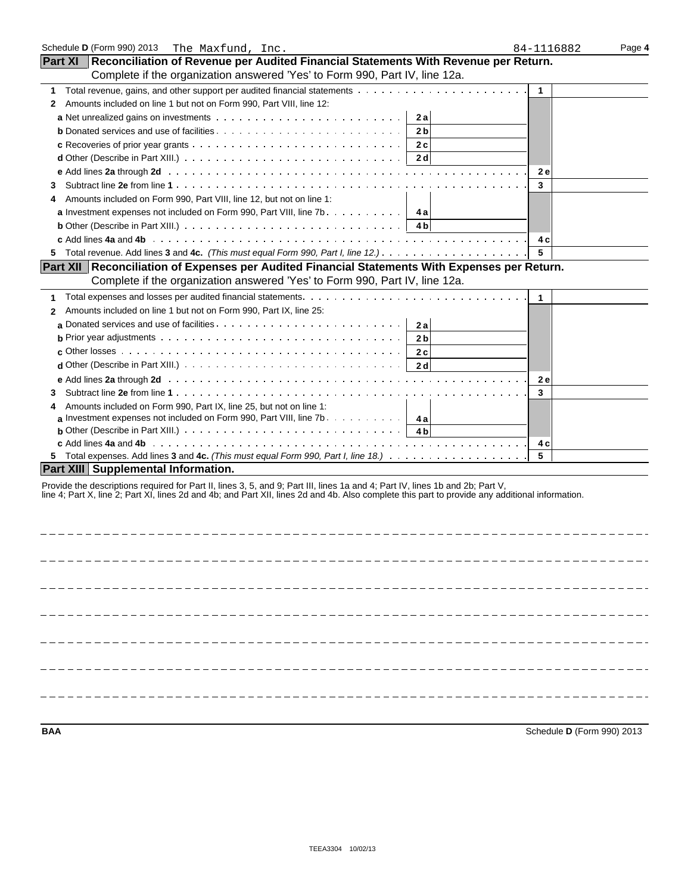Schedule D (Form 990) 2013 The Maxfund, Inc. 84-1116882

## Part XI Reconciliation of Revenue per Audited Financial Statements With Revenue per Return.

Complete if the organization answered 'Yes' to Form 990, Part IV, line 12a.

| | | | | |
|---|---|---|---|---|
| **1** Total revenue, gains, and other support per audited financial statements | | | 1 | |
| **2** Amounts included on line 1 but not on Form 990, Part VIII, line 12: | | | | |
| **a** Net unrealized gains on investments | 2a | | | |
| **b** Donated services and use of facilities | 2b | | | |
| **c** Recoveries of prior year grants | 2c | | | |
| **d** Other (Describe in Part XIII.) | 2d | | | |
| **e** Add lines **2a** through **2d** | | | 2e | |
| **3** Subtract line **2e** from line **1** | | | 3 | |
| **4** Amounts included on Form 990, Part VIII, line 12, but not on line 1: | | | | |
| **a** Investment expenses not included on Form 990, Part VIII, line 7b | 4a | | | |
| **b** Other (Describe in Part XIII.) | 4b | | | |
| **c** Add lines **4a** and **4b** | | | 4c | |
| **5** Total revenue. Add lines **3** and **4c.** *(This must equal Form 990, Part I, line 12.)* | | | 5 | |

## Part XII Reconciliation of Expenses per Audited Financial Statements With Expenses per Return.

Complete if the organization answered 'Yes' to Form 990, Part IV, line 12a.

| | | | | |
|---|---|---|---|---|
| **1** Total expenses and losses per audited financial statements. | | | 1 | |
| **2** Amounts included on line 1 but not on Form 990, Part IX, line 25: | | | | |
| **a** Donated services and use of facilities | 2a | | | |
| **b** Prior year adjustments | 2b | | | |
| **c** Other losses | 2c | | | |
| **d** Other (Describe in Part XIII.) | 2d | | | |
| **e** Add lines **2a** through **2d** | | | 2e | |
| **3** Subtract line **2e** from line **1** | | | 3 | |
| **4** Amounts included on Form 990, Part IX, line 25, but not on line 1: | | | | |
| **a** Investment expenses not included on Form 990, Part VIII, line 7b | 4a | | | |
| **b** Other (Describe in Part XIII.) | 4b | | | |
| **c** Add lines **4a** and **4b** | | | 4c | |
| **5** Total expenses. Add lines **3** and **4c.** *(This must equal Form 990, Part I, line 18.)* | | | 5 | |

## Part XIII Supplemental Information.

Provide the descriptions required for Part II, lines 3, 5, and 9; Part III, lines 1a and 4; Part IV, lines 1b and 2b; Part V, line 4; Part X, line 2; Part XI, lines 2d and 4b; and Part XII, lines 2d and 4b. Also complete this part to provide any additional information.

BAA Schedule D (Form 990) 2013

TEEA3304 10/02/13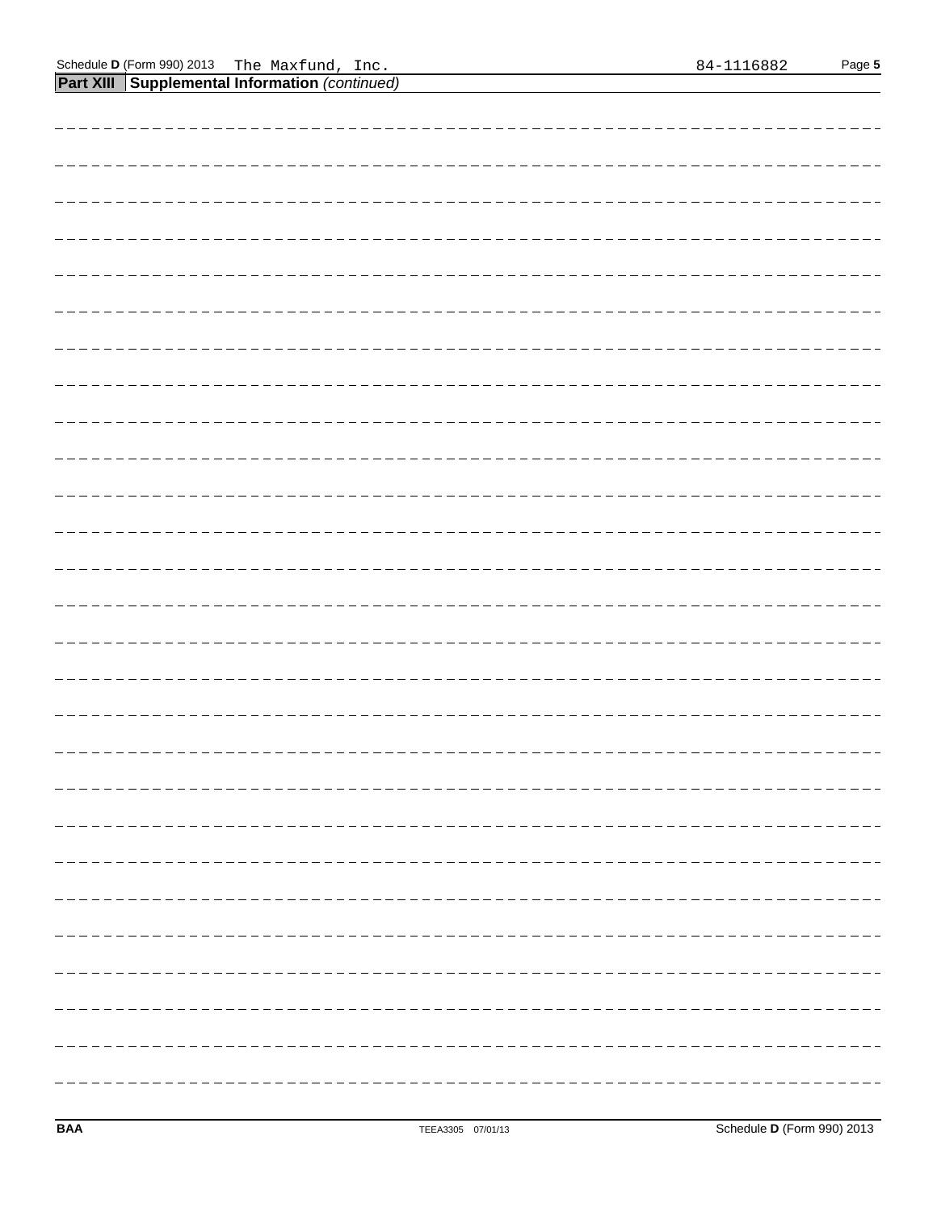## Part XIII Supplemental Information *(continued)*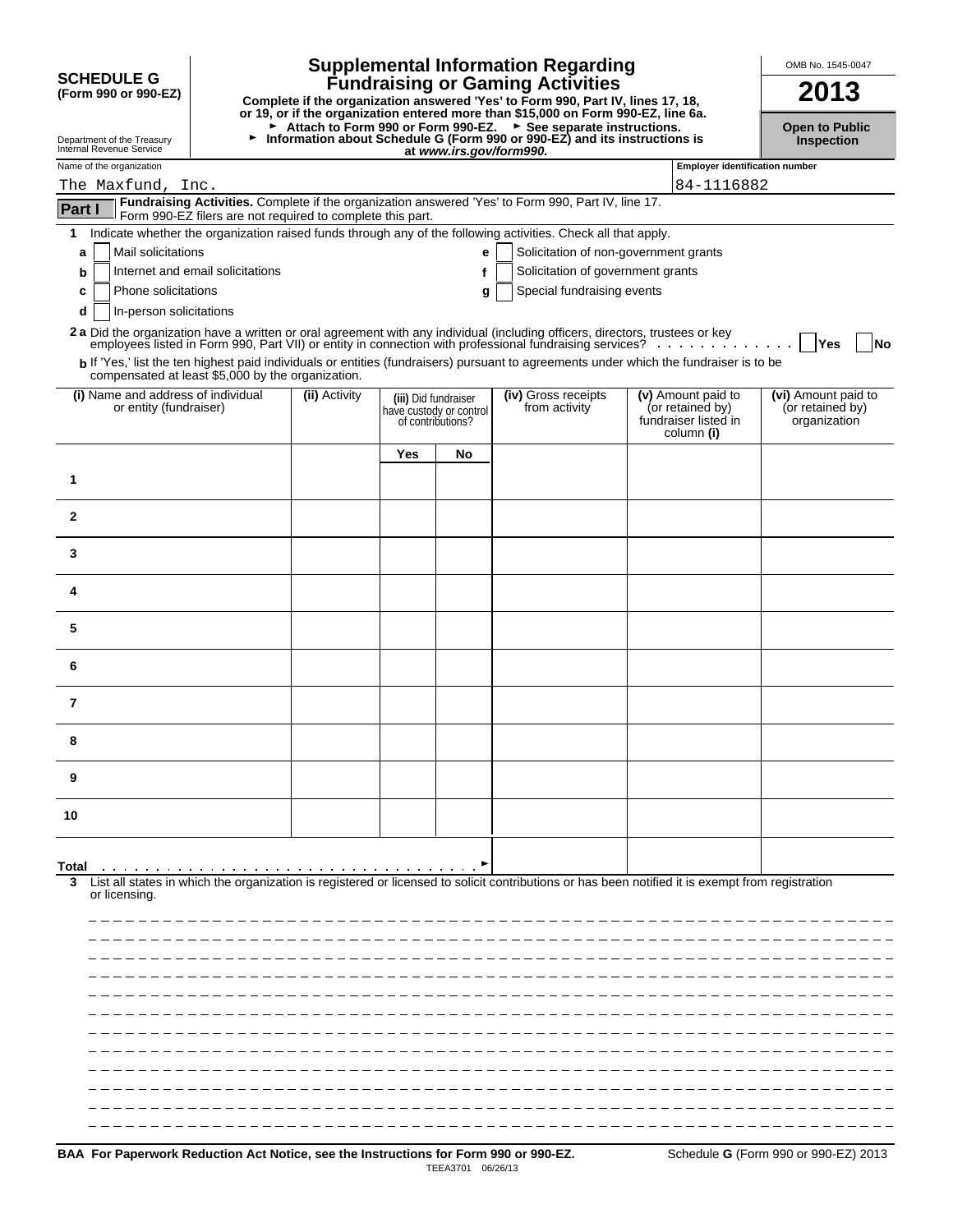**SCHEDULE G**
**(Form 990 or 990-EZ)**

Department of the Treasury
Internal Revenue Service

# Supplemental Information Regarding Fundraising or Gaming Activities

**Complete if the organization answered 'Yes' to Form 990, Part IV, lines 17, 18, or 19, or if the organization entered more than $15,000 on Form 990-EZ, line 6a.**
**► Attach to Form 990 or Form 990-EZ. ► See separate instructions.**
**► Information about Schedule G (Form 990 or 990-EZ) and its instructions is at *www.irs.gov/form990.***

OMB No. 1545-0047

**2013**

**Open to Public Inspection**

Name of the organization: The Maxfund, Inc.

Employer identification number: 84-1116882

**Part I** **Fundraising Activities.** Complete if the organization answered 'Yes' to Form 990, Part IV, line 17. Form 990-EZ filers are not required to complete this part.

**1** Indicate whether the organization raised funds through any of the following activities. Check all that apply.

**a** ☐ Mail solicitations
**b** ☐ Internet and email solicitations
**c** ☐ Phone solicitations
**d** ☐ In-person solicitations
**e** ☐ Solicitation of non-government grants
**f** ☐ Solicitation of government grants
**g** ☐ Special fundraising events

**2a** Did the organization have a written or oral agreement with any individual (including officers, directors, trustees or key employees listed in Form 990, Part VII) or entity in connection with professional fundraising services? ☐ **Yes** ☐ **No**

**b** If 'Yes,' list the ten highest paid individuals or entities (fundraisers) pursuant to agreements under which the fundraiser is to be compensated at least $5,000 by the organization.

| (i) Name and address of individual or entity (fundraiser) | (ii) Activity | (iii) Did fundraiser have custody or control of contributions? | | (iv) Gross receipts from activity | (v) Amount paid to (or retained by) fundraiser listed in column (i) | (vi) Amount paid to (or retained by) organization |
|---|---|---|---|---|---|---|
| | | Yes | No | | | |
| 1 | | | | | | |
| 2 | | | | | | |
| 3 | | | | | | |
| 4 | | | | | | |
| 5 | | | | | | |
| 6 | | | | | | |
| 7 | | | | | | |
| 8 | | | | | | |
| 9 | | | | | | |
| 10 | | | | | | |
| Total ► | | | | | | |

**3** List all states in which the organization is registered or licensed to solicit contributions or has been notified it is exempt from registration or licensing.

**BAA For Paperwork Reduction Act Notice, see the Instructions for Form 990 or 990-EZ.** TEEA3701 06/26/13 Schedule **G** (Form 990 or 990-EZ) 2013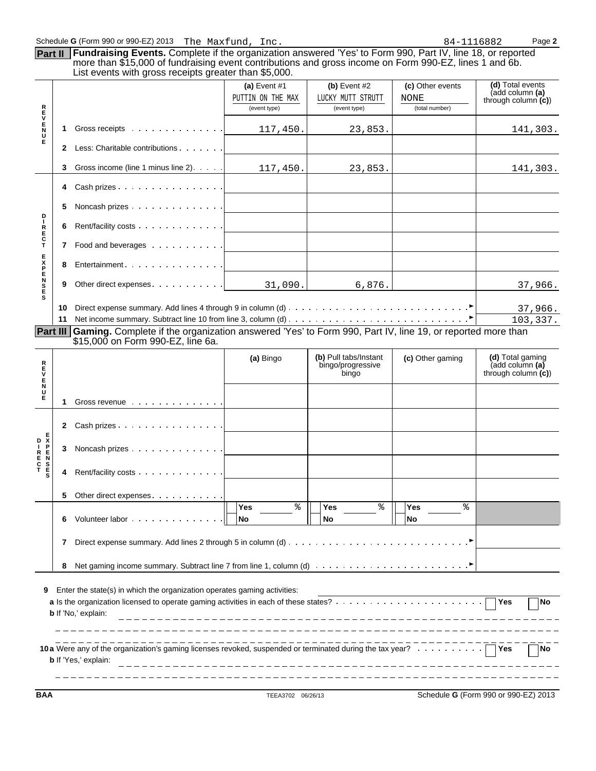Schedule G (Form 990 or 990-EZ) 2013 The Maxfund, Inc. 84-1116882 Page 2

## Part II Fundraising Events.

Complete if the organization answered 'Yes' to Form 990, Part IV, line 18, or reported more than $15,000 of fundraising event contributions and gross income on Form 990-EZ, lines 1 and 6b. List events with gross receipts greater than $5,000.

| | | (a) Event #1 PUTTIN ON THE MAX (event type) | (b) Event #2 LUCKY MUTT STRUTT (event type) | (c) Other events NONE (total number) | (d) Total events (add column (a) through column (c)) |
|---|---|---|---|---|---|
| REVENUE | 1 Gross receipts | 117,450. | 23,853. | | 141,303. |
| | 2 Less: Charitable contributions | | | | |
| | 3 Gross income (line 1 minus line 2) | 117,450. | 23,853. | | 141,303. |
| DIRECT EXPENSES | 4 Cash prizes | | | | |
| | 5 Noncash prizes | | | | |
| | 6 Rent/facility costs | | | | |
| | 7 Food and beverages | | | | |
| | 8 Entertainment | | | | |
| | 9 Other direct expenses | 31,090. | 6,876. | | 37,966. |
| | 10 Direct expense summary. Add lines 4 through 9 in column (d) | | | | 37,966. |
| | 11 Net income summary. Subtract line 10 from line 3, column (d) | | | | 103,337. |

## Part III Gaming.

Complete if the organization answered 'Yes' to Form 990, Part IV, line 19, or reported more than $15,000 on Form 990-EZ, line 6a.

| | | (a) Bingo | (b) Pull tabs/Instant bingo/progressive bingo | (c) Other gaming | (d) Total gaming (add column (a) through column (c)) |
|---|---|---|---|---|---|
| REVENUE | 1 Gross revenue | | | | |
| DIRECT EXPENSES | 2 Cash prizes | | | | |
| | 3 Noncash prizes | | | | |
| | 4 Rent/facility costs | | | | |
| | 5 Other direct expenses | | | | |
| | 6 Volunteer labor | Yes % No | Yes % No | Yes % No | |
| | 7 Direct expense summary. Add lines 2 through 5 in column (d) | | | | |
| | 8 Net gaming income summary. Subtract line 7 from line 1, column (d) | | | | |

9 Enter the state(s) in which the organization operates gaming activities:

a Is the organization licensed to operate gaming activities in each of these states? Yes No

b If 'No,' explain:

10a Were any of the organization's gaming licenses revoked, suspended or terminated during the tax year? Yes No

b If 'Yes,' explain:

BAA TEEA3702 06/26/13 Schedule G (Form 990 or 990-EZ) 2013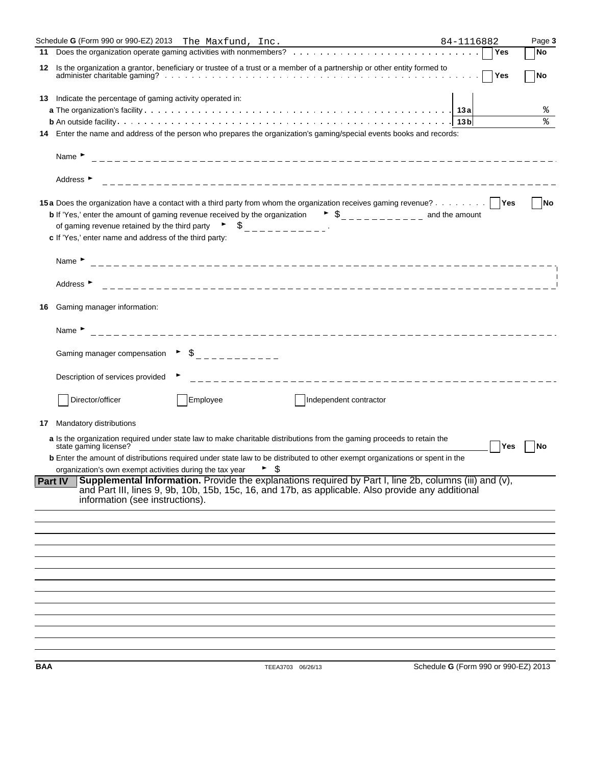Schedule G (Form 990 or 990-EZ) 2013 The Maxfund, Inc. 84-1116882

**11** Does the organization operate gaming activities with nonmembers? ☐ Yes ☐ No

**12** Is the organization a grantor, beneficiary or trustee of a trust or a member of a partnership or other entity formed to administer charitable gaming? ☐ Yes ☐ No

**13** Indicate the percentage of gaming activity operated in:

**a** The organization's facility . . . **13a** %

**b** An outside facility . . . **13b** %

**14** Enter the name and address of the person who prepares the organization's gaming/special events books and records:

Name ►

Address ►

**15a** Does the organization have a contact with a third party from whom the organization receives gaming revenue? ☐ Yes ☐ No

**b** If 'Yes,' enter the amount of gaming revenue received by the organization ► $ __________ and the amount of gaming revenue retained by the third party ► $ __________.

**c** If 'Yes,' enter name and address of the third party:

Name ►

Address ►

**16** Gaming manager information:

Name ►

Gaming manager compensation ► $

Description of services provided ►

☐ Director/officer ☐ Employee ☐ Independent contractor

**17** Mandatory distributions

**a** Is the organization required under state law to make charitable distributions from the gaming proceeds to retain the state gaming license? ☐ Yes ☐ No

**b** Enter the amount of distributions required under state law to be distributed to other exempt organizations or spent in the organization's own exempt activities during the tax year ► $

## Part IV Supplemental Information.

Provide the explanations required by Part I, line 2b, columns (iii) and (v), and Part III, lines 9, 9b, 10b, 15b, 15c, 16, and 17b, as applicable. Also provide any additional information (see instructions).

BAA TEEA3703 06/26/13 Schedule G (Form 990 or 990-EZ) 2013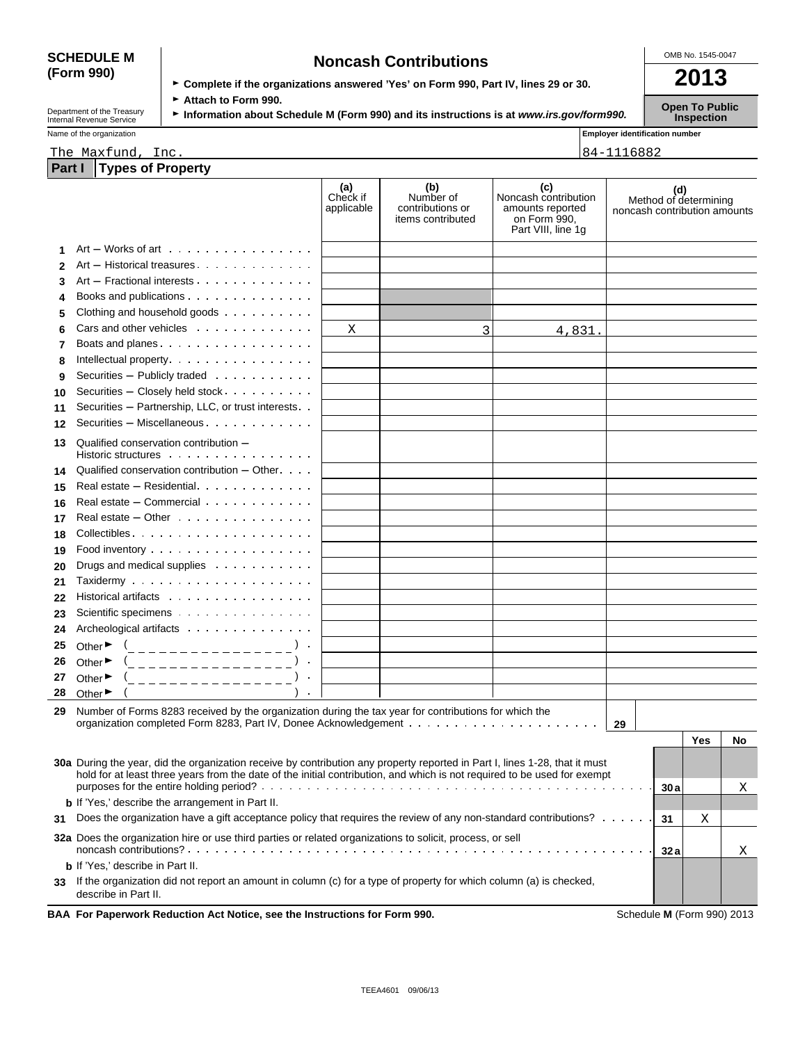# SCHEDULE M (Form 990)

Department of the Treasury
Internal Revenue Service

## Noncash Contributions

► Complete if the organizations answered 'Yes' on Form 990, Part IV, lines 29 or 30.
► Attach to Form 990.
► Information about Schedule M (Form 990) and its instructions is at *www.irs.gov/form990.*

OMB No. 1545-0047

**2013**

**Open To Public Inspection**

Name of the organization: The Maxfund, Inc.

Employer identification number: 84-1116882

## Part I Types of Property

| | | (a) Check if applicable | (b) Number of contributions or items contributed | (c) Noncash contribution amounts reported on Form 990, Part VIII, line 1g | (d) Method of determining noncash contribution amounts |
|---|---|---|---|---|---|
| 1 | Art – Works of art | | | | |
| 2 | Art – Historical treasures | | | | |
| 3 | Art – Fractional interests | | | | |
| 4 | Books and publications | | | | |
| 5 | Clothing and household goods | | | | |
| 6 | Cars and other vehicles | X | 3 | 4,831. | |
| 7 | Boats and planes | | | | |
| 8 | Intellectual property | | | | |
| 9 | Securities – Publicly traded | | | | |
| 10 | Securities – Closely held stock | | | | |
| 11 | Securities – Partnership, LLC, or trust interests | | | | |
| 12 | Securities – Miscellaneous | | | | |
| 13 | Qualified conservation contribution – Historic structures | | | | |
| 14 | Qualified conservation contribution – Other | | | | |
| 15 | Real estate – Residential | | | | |
| 16 | Real estate – Commercial | | | | |
| 17 | Real estate – Other | | | | |
| 18 | Collectibles | | | | |
| 19 | Food inventory | | | | |
| 20 | Drugs and medical supplies | | | | |
| 21 | Taxidermy | | | | |
| 22 | Historical artifacts | | | | |
| 23 | Scientific specimens | | | | |
| 24 | Archeological artifacts | | | | |
| 25 | Other ► ( ) | | | | |
| 26 | Other ► ( ) | | | | |
| 27 | Other ► ( ) | | | | |
| 28 | Other ► ( ) | | | | |

| | | | Yes | No |
|---|---|---|---|---|
| 29 | Number of Forms 8283 received by the organization during the tax year for contributions for which the organization completed Form 8283, Part IV, Donee Acknowledgement | 29 | | |
| 30a | During the year, did the organization receive by contribution any property reported in Part I, lines 1-28, that it must hold for at least three years from the date of the initial contribution, and which is not required to be used for exempt purposes for the entire holding period? | 30a | | X |
| b | If 'Yes,' describe the arrangement in Part II. | | | |
| 31 | Does the organization have a gift acceptance policy that requires the review of any non-standard contributions? | 31 | X | |
| 32a | Does the organization hire or use third parties or related organizations to solicit, process, or sell noncash contributions? | 32a | | X |
| b | If 'Yes,' describe in Part II. | | | |
| 33 | If the organization did not report an amount in column (c) for a type of property for which column (a) is checked, describe in Part II. | | | |

**BAA For Paperwork Reduction Act Notice, see the Instructions for Form 990.** Schedule **M** (Form 990) 2013

TEEA4601 09/06/13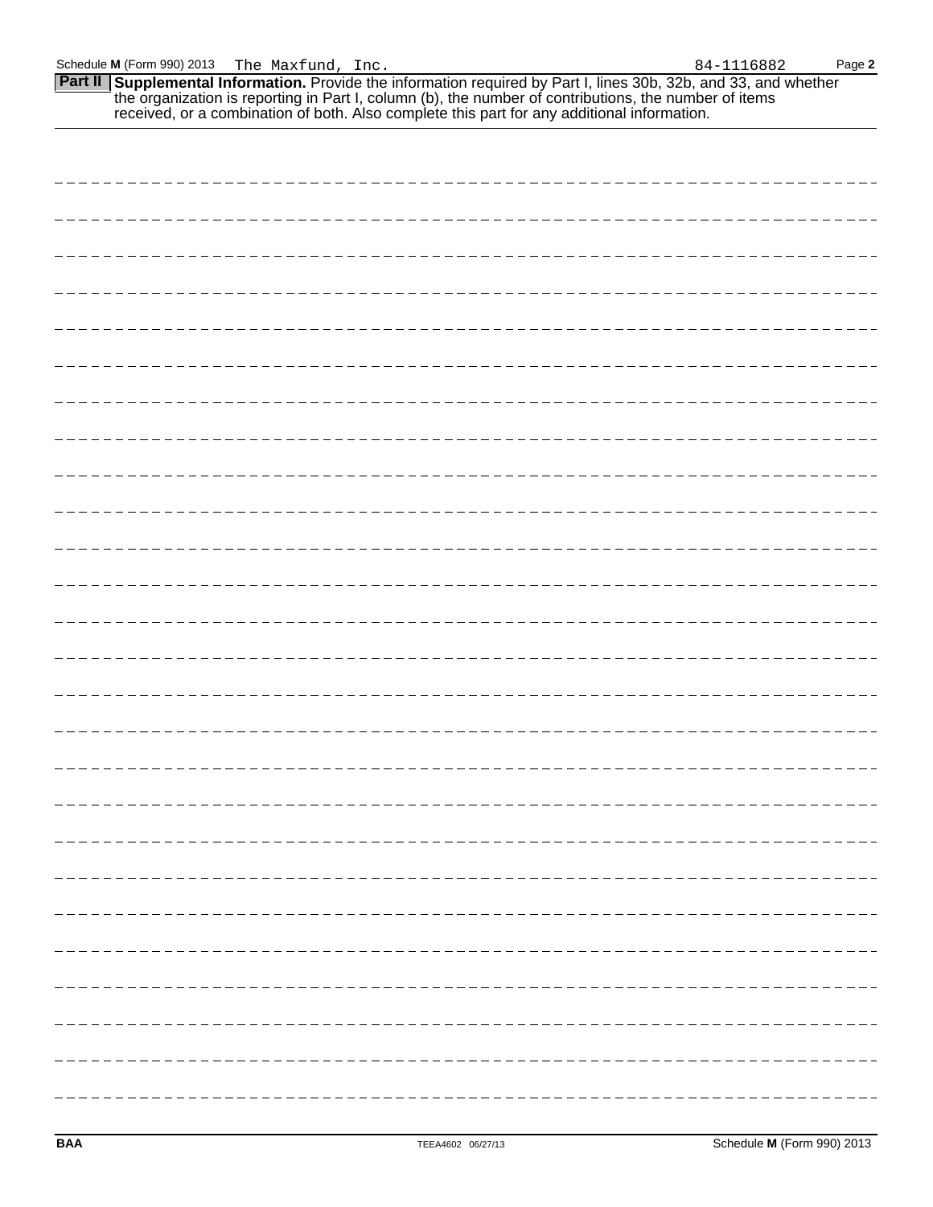Schedule **M** (Form 990) 2013 The Maxfund, Inc. 84-1116882

**Part II** **Supplemental Information.** Provide the information required by Part I, lines 30b, 32b, and 33, and whether the organization is reporting in Part I, column (b), the number of contributions, the number of items received, or a combination of both. Also complete this part for any additional information.

**BAA** TEEA4602 06/27/13 Schedule **M** (Form 990) 2013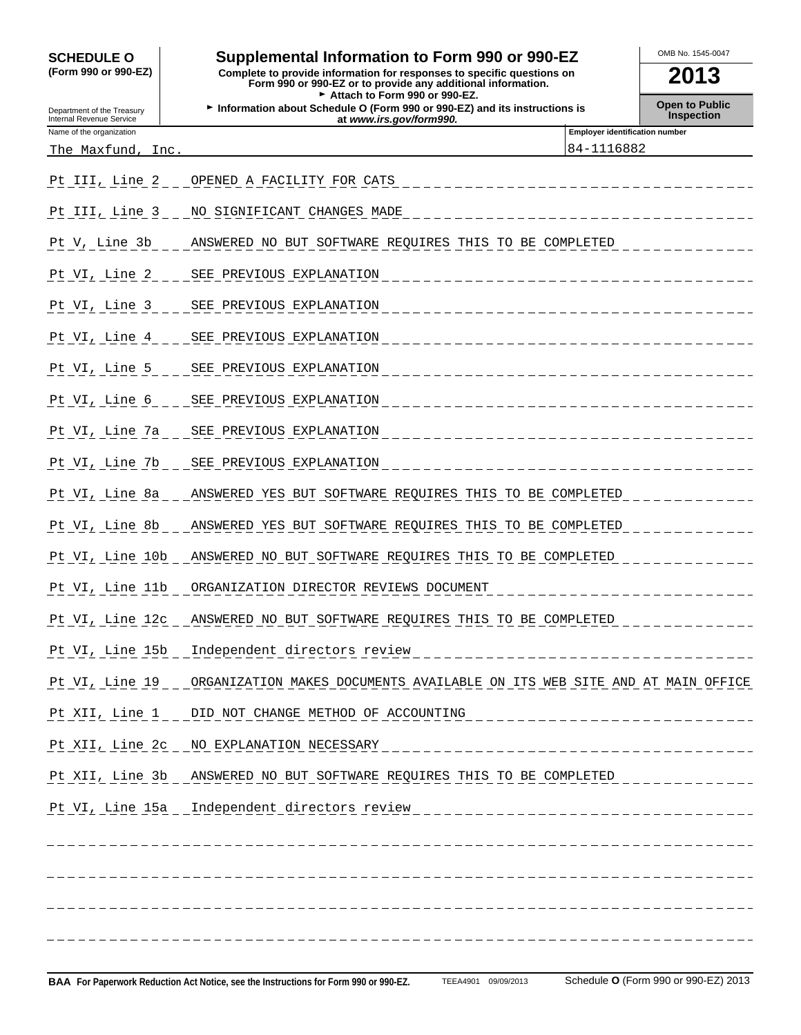**SCHEDULE O**
**(Form 990 or 990-EZ)**

Department of the Treasury
Internal Revenue Service

# Supplemental Information to Form 990 or 990-EZ

**Complete to provide information for responses to specific questions on Form 990 or 990-EZ or to provide any additional information.**
► **Attach to Form 990 or 990-EZ.**
► **Information about Schedule O (Form 990 or 990-EZ) and its instructions is at** ***www.irs.gov/form990.***

OMB No. 1545-0047

**2013**

**Open to Public Inspection**

| Name of the organization | Employer identification number |
|---|---|
| The Maxfund, Inc. | 84-1116882 |

| | |
|---|---|
| Pt III, Line 2 | OPENED A FACILITY FOR CATS |
| Pt III, Line 3 | NO SIGNIFICANT CHANGES MADE |
| Pt V, Line 3b | ANSWERED NO BUT SOFTWARE REQUIRES THIS TO BE COMPLETED |
| Pt VI, Line 2 | SEE PREVIOUS EXPLANATION |
| Pt VI, Line 3 | SEE PREVIOUS EXPLANATION |
| Pt VI, Line 4 | SEE PREVIOUS EXPLANATION |
| Pt VI, Line 5 | SEE PREVIOUS EXPLANATION |
| Pt VI, Line 6 | SEE PREVIOUS EXPLANATION |
| Pt VI, Line 7a | SEE PREVIOUS EXPLANATION |
| Pt VI, Line 7b | SEE PREVIOUS EXPLANATION |
| Pt VI, Line 8a | ANSWERED YES BUT SOFTWARE REQUIRES THIS TO BE COMPLETED |
| Pt VI, Line 8b | ANSWERED YES BUT SOFTWARE REQUIRES THIS TO BE COMPLETED |
| Pt VI, Line 10b | ANSWERED NO BUT SOFTWARE REQUIRES THIS TO BE COMPLETED |
| Pt VI, Line 11b | ORGANIZATION DIRECTOR REVIEWS DOCUMENT |
| Pt VI, Line 12c | ANSWERED NO BUT SOFTWARE REQUIRES THIS TO BE COMPLETED |
| Pt VI, Line 15b | Independent directors review |
| Pt VI, Line 19 | ORGANIZATION MAKES DOCUMENTS AVAILABLE ON ITS WEB SITE AND AT MAIN OFFICE |
| Pt XII, Line 1 | DID NOT CHANGE METHOD OF ACCOUNTING |
| Pt XII, Line 2c | NO EXPLANATION NECESSARY |
| Pt XII, Line 3b | ANSWERED NO BUT SOFTWARE REQUIRES THIS TO BE COMPLETED |
| Pt VI, Line 15a | Independent directors review |

**BAA For Paperwork Reduction Act Notice, see the Instructions for Form 990 or 990-EZ.** TEEA4901 09/09/2013 Schedule **O** (Form 990 or 990-EZ) 2013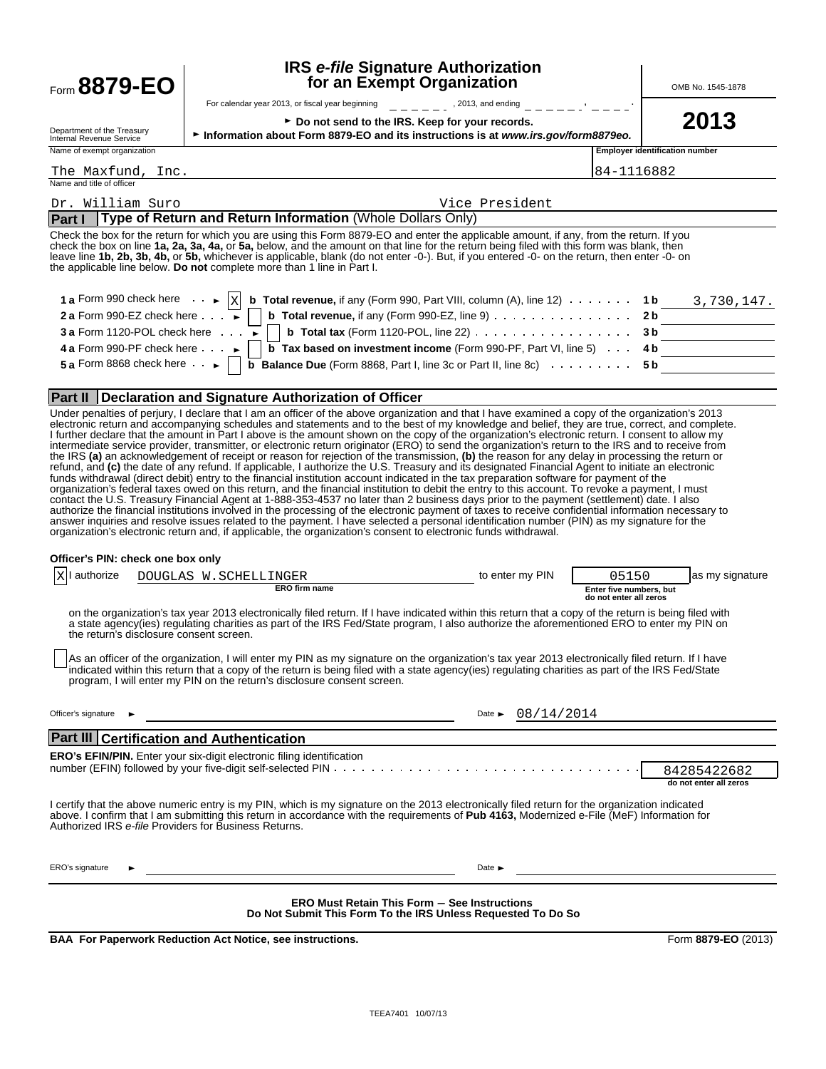Form **8879-EO**

Department of the Treasury
Internal Revenue Service

# IRS *e-file* Signature Authorization for an Exempt Organization

For calendar year 2013, or fiscal year beginning ______, 2013, and ending ______, ____.

► Do not send to the IRS. Keep for your records.

► Information about Form 8879-EO and its instructions is at *www.irs.gov/form8879eo.*

OMB No. 1545-1878

**2013**

Name of exempt organization: The Maxfund, Inc.

Employer identification number: 84-1116882

Name and title of officer: Dr. William Suro — Vice President

## Part I — Type of Return and Return Information (Whole Dollars Only)

Check the box for the return for which you are using this Form 8879-EO and enter the applicable amount, if any, from the return. If you check the box on line **1a, 2a, 3a, 4a,** or **5a,** below, and the amount on that line for the return being filed with this form was blank, then leave line **1b, 2b, 3b, 4b,** or **5b,** whichever is applicable, blank (do not enter -0-). But, if you entered -0- on the return, then enter -0- on the applicable line below. **Do not** complete more than 1 line in Part I.

| | | | | |
|---|---|---|---|---|
| **1 a** Form 990 check here ► | X | **b Total revenue,** if any (Form 990, Part VIII, column (A), line 12) | **1 b** | 3,730,147. |
| **2 a** Form 990-EZ check here ► | | **b Total revenue,** if any (Form 990-EZ, line 9) | **2 b** | |
| **3 a** Form 1120-POL check here ► | | **b Total tax** (Form 1120-POL, line 22) | **3 b** | |
| **4 a** Form 990-PF check here ► | | **b Tax based on investment income** (Form 990-PF, Part VI, line 5) | **4 b** | |
| **5 a** Form 8868 check here ► | | **b Balance Due** (Form 8868, Part I, line 3c or Part II, line 8c) | **5 b** | |

## Part II — Declaration and Signature Authorization of Officer

Under penalties of perjury, I declare that I am an officer of the above organization and that I have examined a copy of the organization's 2013 electronic return and accompanying schedules and statements and to the best of my knowledge and belief, they are true, correct, and complete. I further declare that the amount in Part I above is the amount shown on the copy of the organization's electronic return. I consent to allow my intermediate service provider, transmitter, or electronic return originator (ERO) to send the organization's return to the IRS and to receive from the IRS **(a)** an acknowledgement of receipt or reason for rejection of the transmission, **(b)** the reason for any delay in processing the return or refund, and **(c)** the date of any refund. If applicable, I authorize the U.S. Treasury and its designated Financial Agent to initiate an electronic funds withdrawal (direct debit) entry to the financial institution account indicated in the tax preparation software for payment of the organization's federal taxes owed on this return, and the financial institution to debit the entry to this account. To revoke a payment, I must contact the U.S. Treasury Financial Agent at 1-888-353-4537 no later than 2 business days prior to the payment (settlement) date. I also authorize the financial institutions involved in the processing of the electronic payment of taxes to receive confidential information necessary to answer inquiries and resolve issues related to the payment. I have selected a personal identification number (PIN) as my signature for the organization's electronic return and, if applicable, the organization's consent to electronic funds withdrawal.

**Officer's PIN: check one box only**

[X] I authorize DOUGLAS W.SCHELLINGER (ERO firm name) to enter my PIN 05150 (Enter five numbers, but do not enter all zeros) as my signature on the organization's tax year 2013 electronically filed return. If I have indicated within this return that a copy of the return is being filed with a state agency(ies) regulating charities as part of the IRS Fed/State program, I also authorize the aforementioned ERO to enter my PIN on the return's disclosure consent screen.

[ ] As an officer of the organization, I will enter my PIN as my signature on the organization's tax year 2013 electronically filed return. If I have indicated within this return that a copy of the return is being filed with a state agency(ies) regulating charities as part of the IRS Fed/State program, I will enter my PIN on the return's disclosure consent screen.

Officer's signature ► ____________________ Date ► 08/14/2014

## Part III — Certification and Authentication

**ERO's EFIN/PIN.** Enter your six-digit electronic filing identification number (EFIN) followed by your five-digit self-selected PIN: 84285422682 (do not enter all zeros)

I certify that the above numeric entry is my PIN, which is my signature on the 2013 electronically filed return for the organization indicated above. I confirm that I am submitting this return in accordance with the requirements of **Pub 4163,** Modernized e-File (MeF) Information for Authorized IRS *e-file* Providers for Business Returns.

ERO's signature ► ____________________ Date ► ____________

**ERO Must Retain This Form — See Instructions**
**Do Not Submit This Form To the IRS Unless Requested To Do So**

**BAA For Paperwork Reduction Act Notice, see instructions.** Form **8879-EO** (2013)

TEEA7401 10/07/13